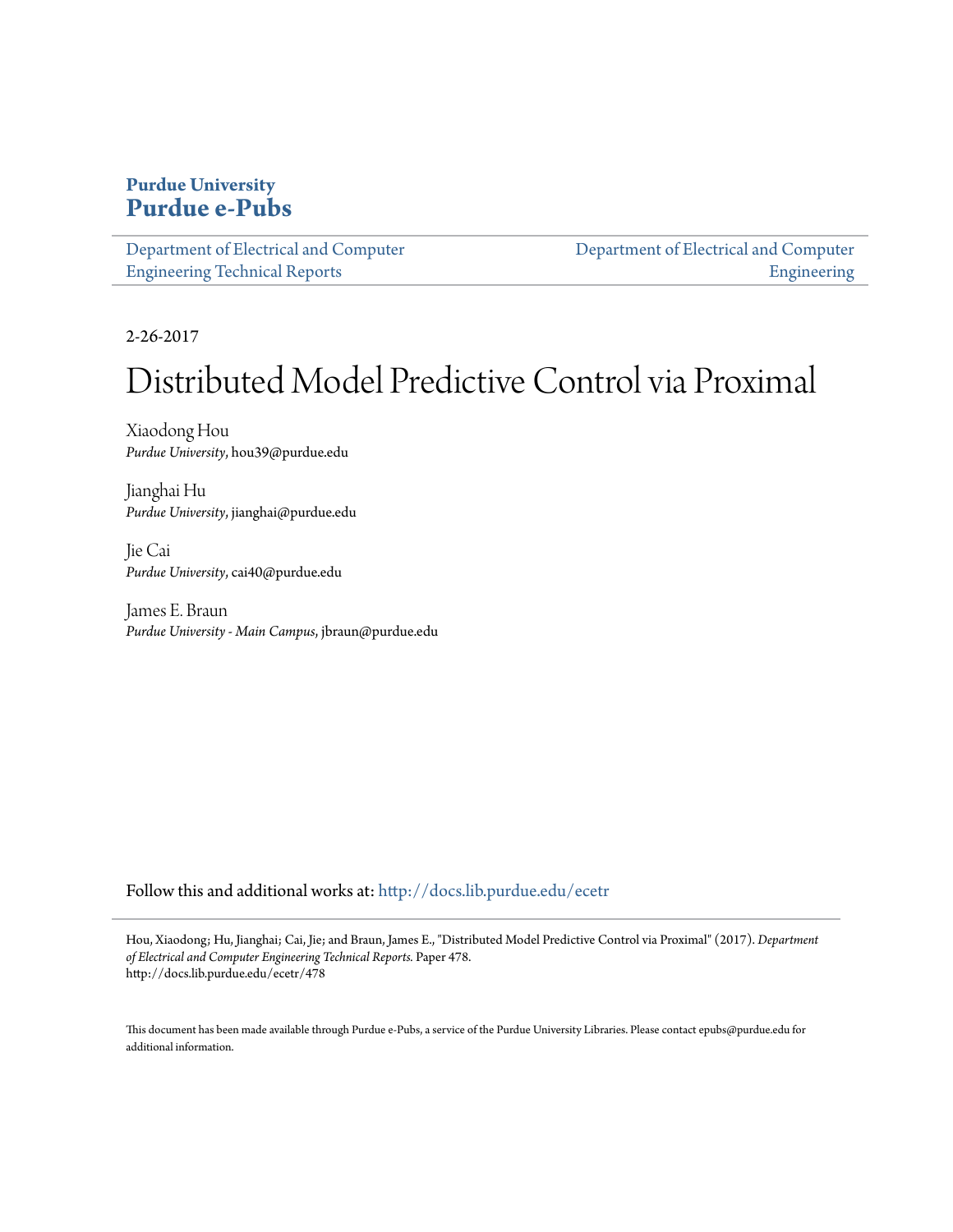**Purdue University**
**Purdue e-Pubs**

Department of Electrical and Computer Engineering Technical Reports | Department of Electrical and Computer Engineering

2-26-2017

# Distributed Model Predictive Control via Proximal

Xiaodong Hou
*Purdue University*, hou39@purdue.edu

Jianghai Hu
*Purdue University*, jianghai@purdue.edu

Jie Cai
*Purdue University*, cai40@purdue.edu

James E. Braun
*Purdue University - Main Campus*, jbraun@purdue.edu

Follow this and additional works at: http://docs.lib.purdue.edu/ecetr

Hou, Xiaodong; Hu, Jianghai; Cai, Jie; and Braun, James E., "Distributed Model Predictive Control via Proximal" (2017). *Department of Electrical and Computer Engineering Technical Reports.* Paper 478.
http://docs.lib.purdue.edu/ecetr/478

This document has been made available through Purdue e-Pubs, a service of the Purdue University Libraries. Please contact epubs@purdue.edu for additional information.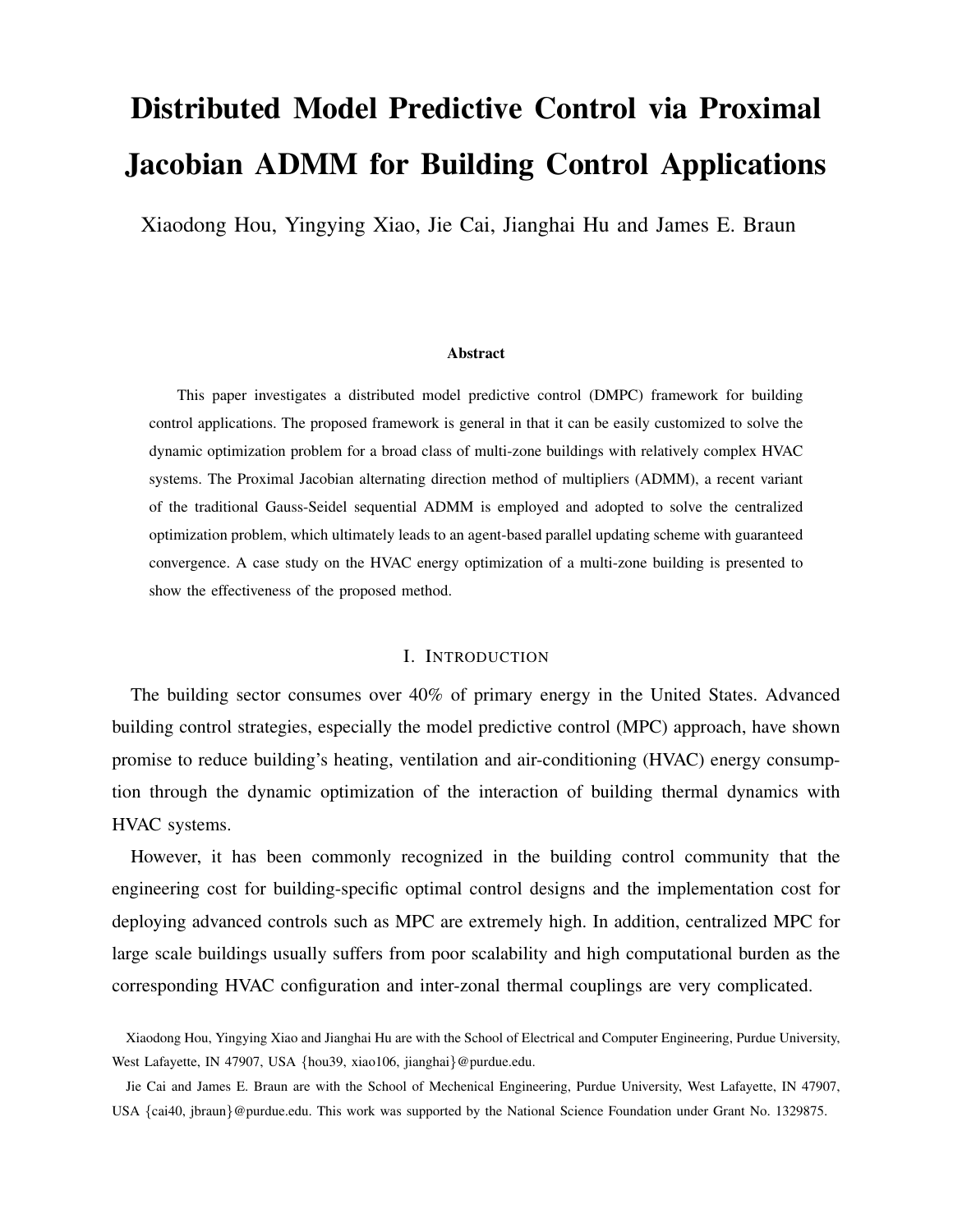# Distributed Model Predictive Control via Proximal Jacobian ADMM for Building Control Applications

Xiaodong Hou, Yingying Xiao, Jie Cai, Jianghai Hu and James E. Braun

### Abstract

This paper investigates a distributed model predictive control (DMPC) framework for building control applications. The proposed framework is general in that it can be easily customized to solve the dynamic optimization problem for a broad class of multi-zone buildings with relatively complex HVAC systems. The Proximal Jacobian alternating direction method of multipliers (ADMM), a recent variant of the traditional Gauss-Seidel sequential ADMM is employed and adopted to solve the centralized optimization problem, which ultimately leads to an agent-based parallel updating scheme with guaranteed convergence. A case study on the HVAC energy optimization of a multi-zone building is presented to show the effectiveness of the proposed method.

## I. Introduction

The building sector consumes over 40% of primary energy in the United States. Advanced building control strategies, especially the model predictive control (MPC) approach, have shown promise to reduce building's heating, ventilation and air-conditioning (HVAC) energy consumption through the dynamic optimization of the interaction of building thermal dynamics with HVAC systems.

However, it has been commonly recognized in the building control community that the engineering cost for building-specific optimal control designs and the implementation cost for deploying advanced controls such as MPC are extremely high. In addition, centralized MPC for large scale buildings usually suffers from poor scalability and high computational burden as the corresponding HVAC configuration and inter-zonal thermal couplings are very complicated.

Xiaodong Hou, Yingying Xiao and Jianghai Hu are with the School of Electrical and Computer Engineering, Purdue University, West Lafayette, IN 47907, USA {hou39, xiao106, jianghai}@purdue.edu.

Jie Cai and James E. Braun are with the School of Mechenical Engineering, Purdue University, West Lafayette, IN 47907, USA {cai40, jbraun}@purdue.edu. This work was supported by the National Science Foundation under Grant No. 1329875.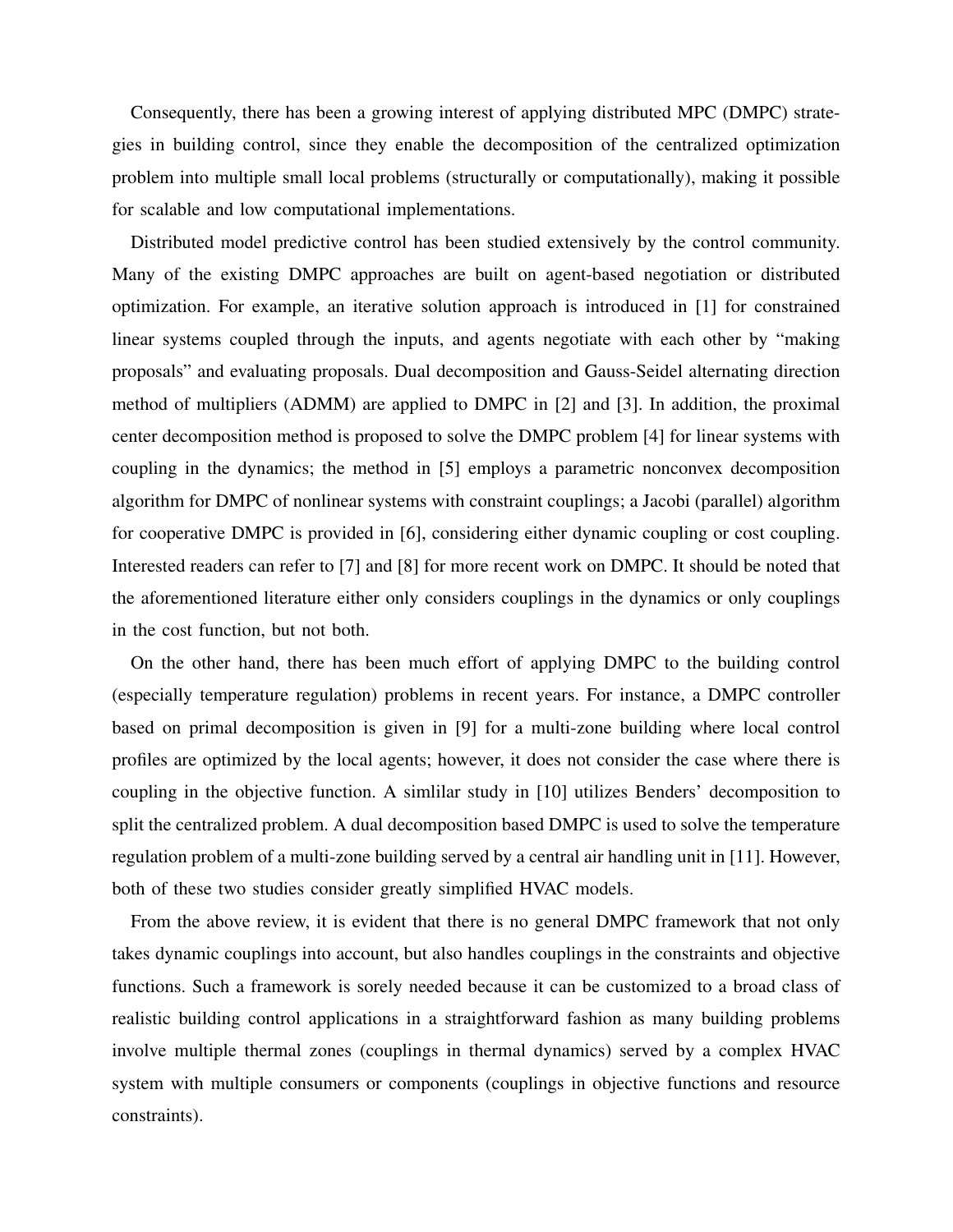Consequently, there has been a growing interest of applying distributed MPC (DMPC) strategies in building control, since they enable the decomposition of the centralized optimization problem into multiple small local problems (structurally or computationally), making it possible for scalable and low computational implementations.

Distributed model predictive control has been studied extensively by the control community. Many of the existing DMPC approaches are built on agent-based negotiation or distributed optimization. For example, an iterative solution approach is introduced in [1] for constrained linear systems coupled through the inputs, and agents negotiate with each other by "making proposals" and evaluating proposals. Dual decomposition and Gauss-Seidel alternating direction method of multipliers (ADMM) are applied to DMPC in [2] and [3]. In addition, the proximal center decomposition method is proposed to solve the DMPC problem [4] for linear systems with coupling in the dynamics; the method in [5] employs a parametric nonconvex decomposition algorithm for DMPC of nonlinear systems with constraint couplings; a Jacobi (parallel) algorithm for cooperative DMPC is provided in [6], considering either dynamic coupling or cost coupling. Interested readers can refer to [7] and [8] for more recent work on DMPC. It should be noted that the aforementioned literature either only considers couplings in the dynamics or only couplings in the cost function, but not both.

On the other hand, there has been much effort of applying DMPC to the building control (especially temperature regulation) problems in recent years. For instance, a DMPC controller based on primal decomposition is given in [9] for a multi-zone building where local control profiles are optimized by the local agents; however, it does not consider the case where there is coupling in the objective function. A simlilar study in [10] utilizes Benders' decomposition to split the centralized problem. A dual decomposition based DMPC is used to solve the temperature regulation problem of a multi-zone building served by a central air handling unit in [11]. However, both of these two studies consider greatly simplified HVAC models.

From the above review, it is evident that there is no general DMPC framework that not only takes dynamic couplings into account, but also handles couplings in the constraints and objective functions. Such a framework is sorely needed because it can be customized to a broad class of realistic building control applications in a straightforward fashion as many building problems involve multiple thermal zones (couplings in thermal dynamics) served by a complex HVAC system with multiple consumers or components (couplings in objective functions and resource constraints).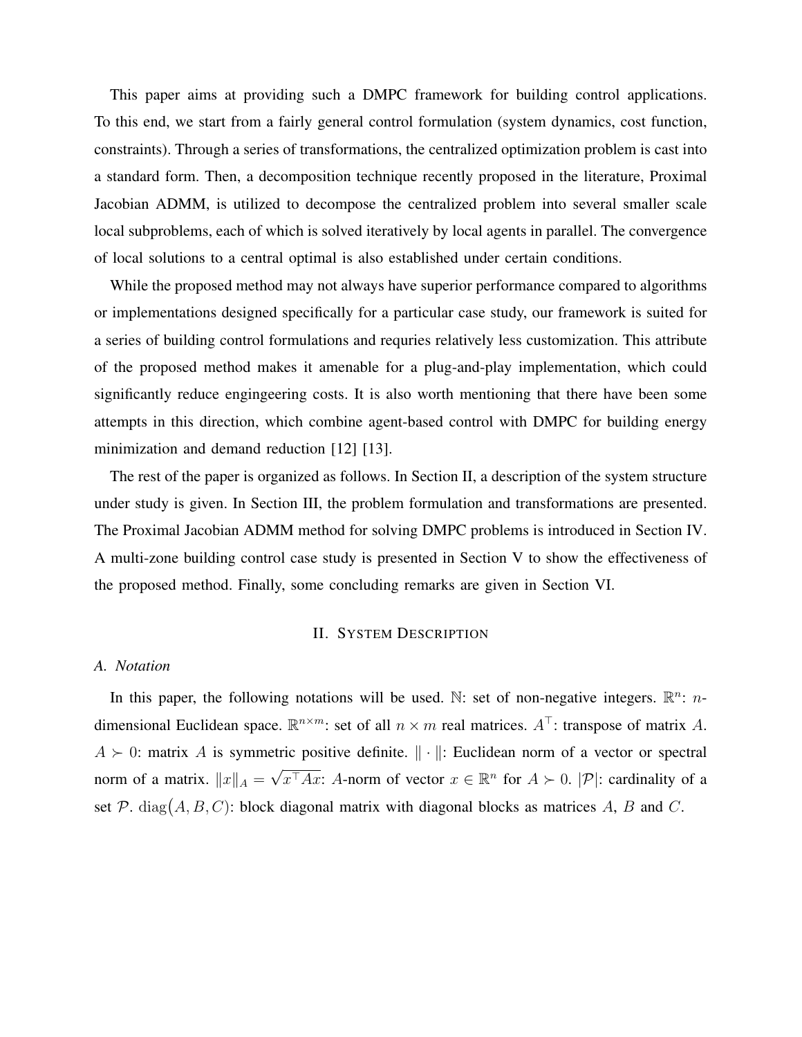This paper aims at providing such a DMPC framework for building control applications. To this end, we start from a fairly general control formulation (system dynamics, cost function, constraints). Through a series of transformations, the centralized optimization problem is cast into a standard form. Then, a decomposition technique recently proposed in the literature, Proximal Jacobian ADMM, is utilized to decompose the centralized problem into several smaller scale local subproblems, each of which is solved iteratively by local agents in parallel. The convergence of local solutions to a central optimal is also established under certain conditions.

While the proposed method may not always have superior performance compared to algorithms or implementations designed specifically for a particular case study, our framework is suited for a series of building control formulations and requries relatively less customization. This attribute of the proposed method makes it amenable for a plug-and-play implementation, which could significantly reduce engingeering costs. It is also worth mentioning that there have been some attempts in this direction, which combine agent-based control with DMPC for building energy minimization and demand reduction [12] [13].

The rest of the paper is organized as follows. In Section II, a description of the system structure under study is given. In Section III, the problem formulation and transformations are presented. The Proximal Jacobian ADMM method for solving DMPC problems is introduced in Section IV. A multi-zone building control case study is presented in Section V to show the effectiveness of the proposed method. Finally, some concluding remarks are given in Section VI.

## II. System Description

### A. Notation

In this paper, the following notations will be used. $\mathbb{N}$: set of non-negative integers. $\mathbb{R}^n$: $n$-dimensional Euclidean space. $\mathbb{R}^{n\times m}$: set of all $n \times m$ real matrices. $A^\top$: transpose of matrix $A$. $A \succ 0$: matrix $A$ is symmetric positive definite. $\|\cdot\|$: Euclidean norm of a vector or spectral norm of a matrix. $\|x\|_A = \sqrt{x^\top A x}$: $A$-norm of vector $x \in \mathbb{R}^n$ for $A \succ 0$. $|\mathcal{P}|$: cardinality of a set $\mathcal{P}$. $\mathrm{diag}(A, B, C)$: block diagonal matrix with diagonal blocks as matrices $A$, $B$ and $C$.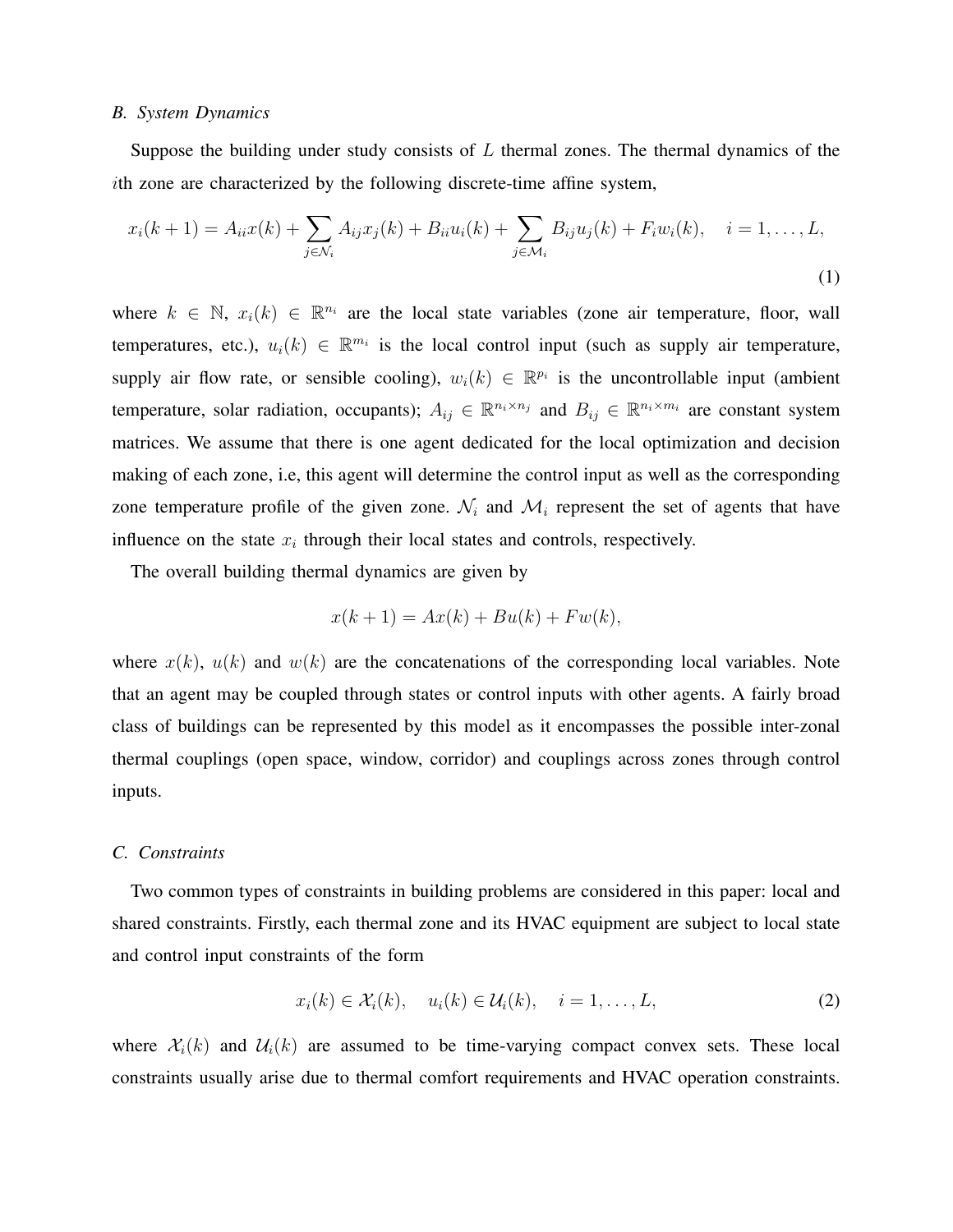### *B. System Dynamics*

Suppose the building under study consists of $L$ thermal zones. The thermal dynamics of the $i$th zone are characterized by the following discrete-time affine system,

$$x_i(k+1) = A_{ii}x(k) + \sum_{j \in \mathcal{N}_i} A_{ij}x_j(k) + B_{ii}u_i(k) + \sum_{j \in \mathcal{M}_i} B_{ij}u_j(k) + F_i w_i(k), \quad i = 1, \dots, L, \tag{1}$$

where $k \in \mathbb{N}$, $x_i(k) \in \mathbb{R}^{n_i}$ are the local state variables (zone air temperature, floor, wall temperatures, etc.), $u_i(k) \in \mathbb{R}^{m_i}$ is the local control input (such as supply air temperature, supply air flow rate, or sensible cooling), $w_i(k) \in \mathbb{R}^{p_i}$ is the uncontrollable input (ambient temperature, solar radiation, occupants); $A_{ij} \in \mathbb{R}^{n_i \times n_j}$ and $B_{ij} \in \mathbb{R}^{n_i \times m_i}$ are constant system matrices. We assume that there is one agent dedicated for the local optimization and decision making of each zone, i.e, this agent will determine the control input as well as the corresponding zone temperature profile of the given zone. $\mathcal{N}_i$ and $\mathcal{M}_i$ represent the set of agents that have influence on the state $x_i$ through their local states and controls, respectively.

The overall building thermal dynamics are given by

$$x(k+1) = Ax(k) + Bu(k) + Fw(k),$$

where $x(k)$, $u(k)$ and $w(k)$ are the concatenations of the corresponding local variables. Note that an agent may be coupled through states or control inputs with other agents. A fairly broad class of buildings can be represented by this model as it encompasses the possible inter-zonal thermal couplings (open space, window, corridor) and couplings across zones through control inputs.

### *C. Constraints*

Two common types of constraints in building problems are considered in this paper: local and shared constraints. Firstly, each thermal zone and its HVAC equipment are subject to local state and control input constraints of the form

$$x_i(k) \in \mathcal{X}_i(k), \quad u_i(k) \in \mathcal{U}_i(k), \quad i = 1, \dots, L, \tag{2}$$

where $\mathcal{X}_i(k)$ and $\mathcal{U}_i(k)$ are assumed to be time-varying compact convex sets. These local constraints usually arise due to thermal comfort requirements and HVAC operation constraints.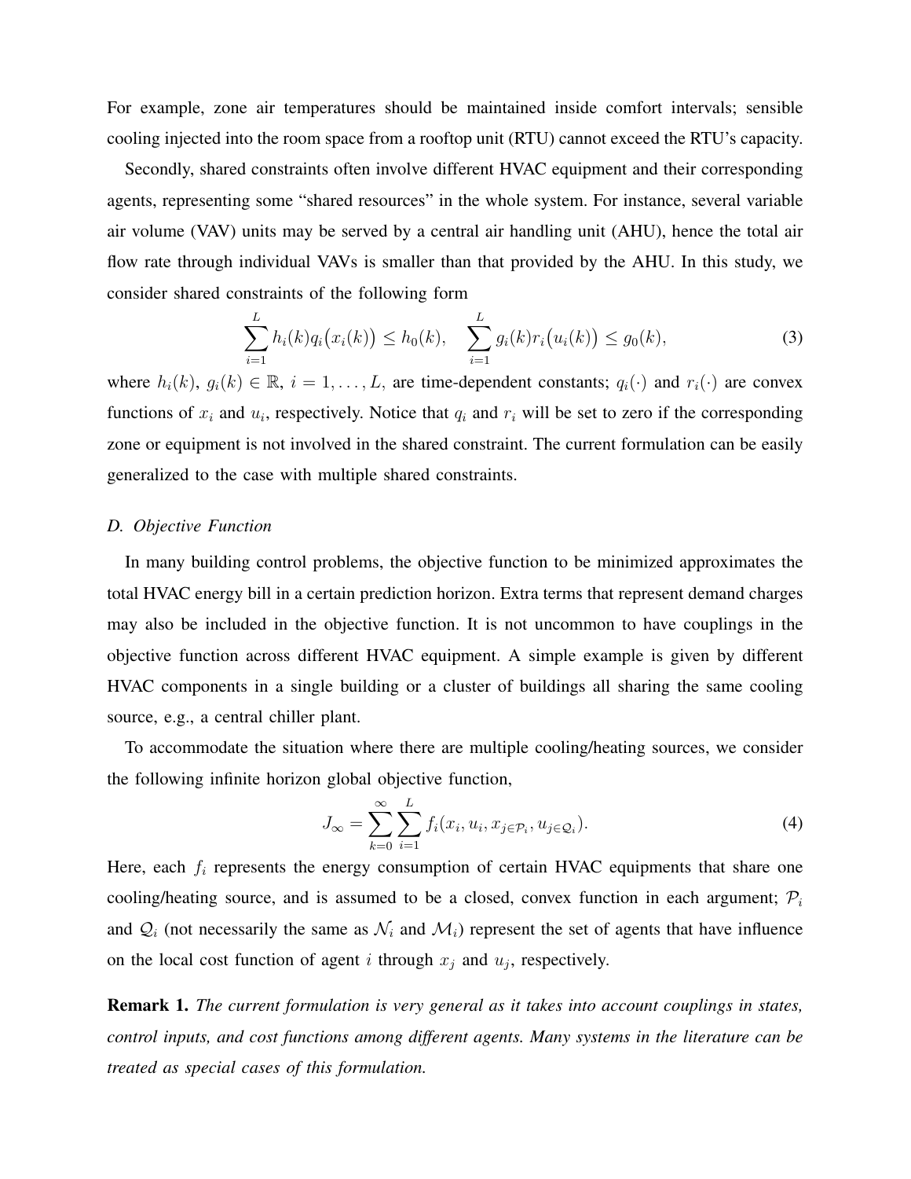For example, zone air temperatures should be maintained inside comfort intervals; sensible cooling injected into the room space from a rooftop unit (RTU) cannot exceed the RTU's capacity.

Secondly, shared constraints often involve different HVAC equipment and their corresponding agents, representing some "shared resources" in the whole system. For instance, several variable air volume (VAV) units may be served by a central air handling unit (AHU), hence the total air flow rate through individual VAVs is smaller than that provided by the AHU. In this study, we consider shared constraints of the following form

$$\sum_{i=1}^{L} h_i(k) q_i\big(x_i(k)\big) \leq h_0(k), \quad \sum_{i=1}^{L} g_i(k) r_i\big(u_i(k)\big) \leq g_0(k), \tag{3}$$

where $h_i(k)$, $g_i(k) \in \mathbb{R}$, $i = 1, \ldots, L$, are time-dependent constants; $q_i(\cdot)$ and $r_i(\cdot)$ are convex functions of $x_i$ and $u_i$, respectively. Notice that $q_i$ and $r_i$ will be set to zero if the corresponding zone or equipment is not involved in the shared constraint. The current formulation can be easily generalized to the case with multiple shared constraints.

### D. Objective Function

In many building control problems, the objective function to be minimized approximates the total HVAC energy bill in a certain prediction horizon. Extra terms that represent demand charges may also be included in the objective function. It is not uncommon to have couplings in the objective function across different HVAC equipment. A simple example is given by different HVAC components in a single building or a cluster of buildings all sharing the same cooling source, e.g., a central chiller plant.

To accommodate the situation where there are multiple cooling/heating sources, we consider the following infinite horizon global objective function,

$$J_\infty = \sum_{k=0}^{\infty} \sum_{i=1}^{L} f_i(x_i, u_i, x_{j \in \mathcal{P}_i}, u_{j \in \mathcal{Q}_i}). \tag{4}$$

Here, each $f_i$ represents the energy consumption of certain HVAC equipments that share one cooling/heating source, and is assumed to be a closed, convex function in each argument; $\mathcal{P}_i$ and $\mathcal{Q}_i$ (not necessarily the same as $\mathcal{N}_i$ and $\mathcal{M}_i$) represent the set of agents that have influence on the local cost function of agent $i$ through $x_j$ and $u_j$, respectively.

**Remark 1.** *The current formulation is very general as it takes into account couplings in states, control inputs, and cost functions among different agents. Many systems in the literature can be treated as special cases of this formulation.*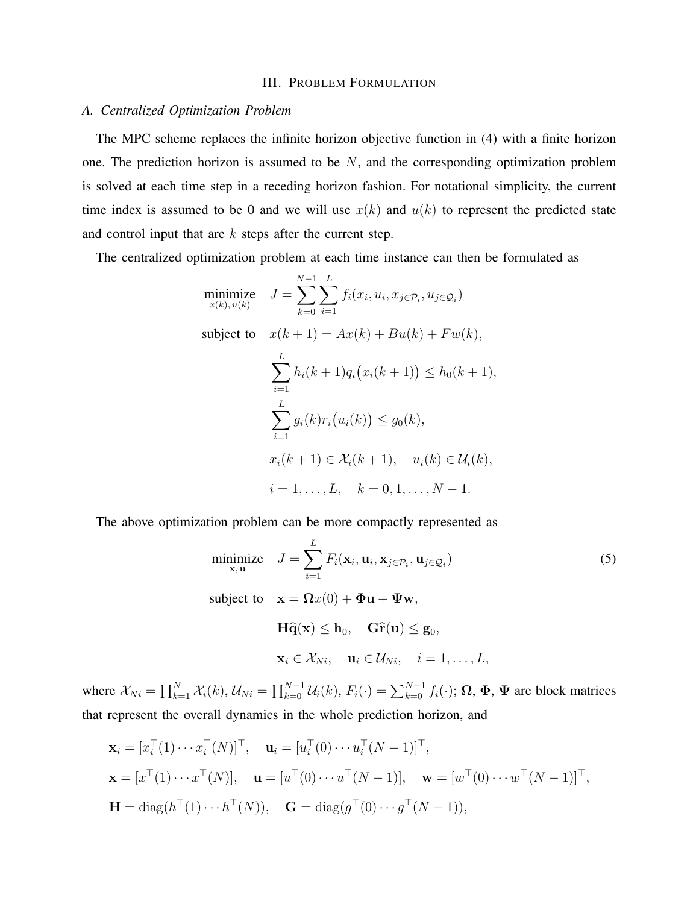## III. Problem Formulation

### A. Centralized Optimization Problem

The MPC scheme replaces the infinite horizon objective function in (4) with a finite horizon one. The prediction horizon is assumed to be $N$, and the corresponding optimization problem is solved at each time step in a receding horizon fashion. For notational simplicity, the current time index is assumed to be 0 and we will use $x(k)$ and $u(k)$ to represent the predicted state and control input that are $k$ steps after the current step.

The centralized optimization problem at each time instance can then be formulated as

$$
\begin{aligned}
\underset{x(k),\, u(k)}{\text{minimize}} \quad & J = \sum_{k=0}^{N-1} \sum_{i=1}^{L} f_i(x_i, u_i, x_{j\in\mathcal{P}_i}, u_{j\in\mathcal{Q}_i}) \\
\text{subject to} \quad & x(k+1) = Ax(k) + Bu(k) + Fw(k), \\
& \sum_{i=1}^{L} h_i(k+1) q_i\big(x_i(k+1)\big) \le h_0(k+1), \\
& \sum_{i=1}^{L} g_i(k) r_i\big(u_i(k)\big) \le g_0(k), \\
& x_i(k+1) \in \mathcal{X}_i(k+1), \quad u_i(k) \in \mathcal{U}_i(k), \\
& i = 1, \ldots, L, \quad k = 0, 1, \ldots, N-1.
\end{aligned}
$$

The above optimization problem can be more compactly represented as

$$
\begin{aligned}
\underset{\mathbf{x},\, \mathbf{u}}{\text{minimize}} \quad & J = \sum_{i=1}^{L} F_i(\mathbf{x}_i, \mathbf{u}_i, \mathbf{x}_{j\in\mathcal{P}_i}, \mathbf{u}_{j\in\mathcal{Q}_i}) \\
\text{subject to} \quad & \mathbf{x} = \mathbf{\Omega} x(0) + \mathbf{\Phi}\mathbf{u} + \mathbf{\Psi}\mathbf{w}, \\
& \mathbf{H}\widehat{\mathbf{q}}(\mathbf{x}) \le \mathbf{h}_0, \quad \mathbf{G}\widehat{\mathbf{r}}(\mathbf{u}) \le \mathbf{g}_0, \\
& \mathbf{x}_i \in \mathcal{X}_{Ni}, \quad \mathbf{u}_i \in \mathcal{U}_{Ni}, \quad i = 1, \ldots, L,
\end{aligned}
\tag{5}
$$

where $\mathcal{X}_{Ni} = \prod_{k=1}^{N} \mathcal{X}_i(k), \mathcal{U}_{Ni} = \prod_{k=0}^{N-1} \mathcal{U}_i(k)$, $F_i(\cdot) = \sum_{k=0}^{N-1} f_i(\cdot)$; $\mathbf{\Omega}$, $\mathbf{\Phi}$, $\mathbf{\Psi}$ are block matrices that represent the overall dynamics in the whole prediction horizon, and

$$
\begin{aligned}
& \mathbf{x}_i = [x_i^\top(1) \cdots x_i^\top(N)]^\top, \quad \mathbf{u}_i = [u_i^\top(0) \cdots u_i^\top(N-1)]^\top, \\
& \mathbf{x} = [x^\top(1) \cdots x^\top(N)], \quad \mathbf{u} = [u^\top(0) \cdots u^\top(N-1)], \quad \mathbf{w} = [w^\top(0) \cdots w^\top(N-1)]^\top, \\
& \mathbf{H} = \operatorname{diag}(h^\top(1) \cdots h^\top(N)), \quad \mathbf{G} = \operatorname{diag}(g^\top(0) \cdots g^\top(N-1)),
\end{aligned}
$$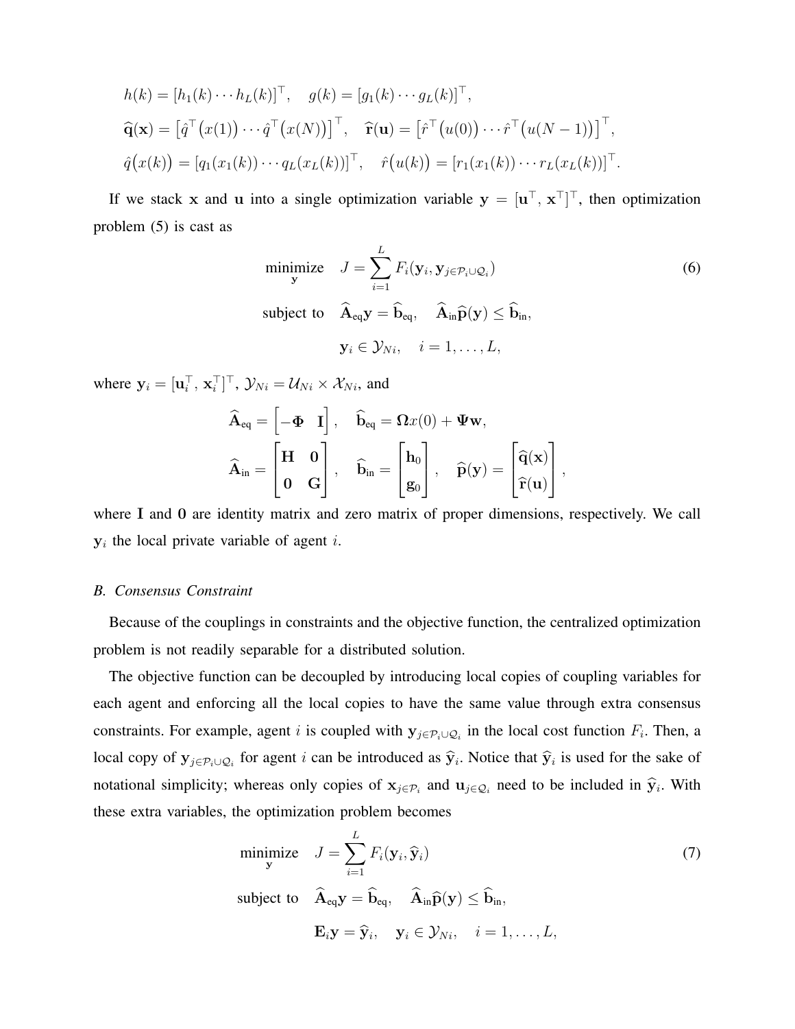$$
h(k) = [h_1(k) \cdots h_L(k)]^\top, \quad g(k) = [g_1(k) \cdots g_L(k)]^\top,
$$

$$
\widehat{\mathbf{q}}(\mathbf{x}) = \left[\hat{q}^\top\big(x(1)\big) \cdots \hat{q}^\top\big(x(N)\big)\right]^\top, \quad \widehat{\mathbf{r}}(\mathbf{u}) = \left[\hat{r}^\top\big(u(0)\big) \cdots \hat{r}^\top\big(u(N-1)\big)\right]^\top,
$$

$$
\hat{q}\big(x(k)\big) = [q_1(x_1(k)) \cdots q_L(x_L(k))]^\top, \quad \hat{r}\big(u(k)\big) = [r_1(x_1(k)) \cdots r_L(x_L(k))]^\top.
$$

If we stack $\mathbf{x}$ and $\mathbf{u}$ into a single optimization variable $\mathbf{y} = [\mathbf{u}^\top, \mathbf{x}^\top]^\top$, then optimization problem (5) is cast as

$$
\begin{aligned}
\underset{\mathbf{y}}{\text{minimize}} \quad & J = \sum_{i=1}^{L} F_i(\mathbf{y}_i, \mathbf{y}_{j \in \mathcal{P}_i \cup \mathcal{Q}_i}) \\
\text{subject to} \quad & \widehat{\mathbf{A}}_{\text{eq}} \mathbf{y} = \widehat{\mathbf{b}}_{\text{eq}}, \quad \widehat{\mathbf{A}}_{\text{in}} \widehat{\mathbf{p}}(\mathbf{y}) \leq \widehat{\mathbf{b}}_{\text{in}}, \\
& \mathbf{y}_i \in \mathcal{Y}_{Ni}, \quad i = 1, \ldots, L,
\end{aligned} \tag{6}
$$

where $\mathbf{y}_i = [\mathbf{u}_i^\top, \mathbf{x}_i^\top]^\top$, $\mathcal{Y}_{Ni} = \mathcal{U}_{Ni} \times \mathcal{X}_{Ni}$, and

$$
\widehat{\mathbf{A}}_{\text{eq}} = \begin{bmatrix} -\mathbf{\Phi} & \mathbf{I} \end{bmatrix}, \quad \widehat{\mathbf{b}}_{\text{eq}} = \mathbf{\Omega} x(0) + \mathbf{\Psi} \mathbf{w},
$$

$$
\widehat{\mathbf{A}}_{\text{in}} = \begin{bmatrix} \mathbf{H} & \mathbf{0} \\ \mathbf{0} & \mathbf{G} \end{bmatrix}, \quad \widehat{\mathbf{b}}_{\text{in}} = \begin{bmatrix} \mathbf{h}_0 \\ \mathbf{g}_0 \end{bmatrix}, \quad \widehat{\mathbf{p}}(\mathbf{y}) = \begin{bmatrix} \widehat{\mathbf{q}}(\mathbf{x}) \\ \widehat{\mathbf{r}}(\mathbf{u}) \end{bmatrix},
$$

where $\mathbf{I}$ and $\mathbf{0}$ are identity matrix and zero matrix of proper dimensions, respectively. We call $\mathbf{y}_i$ the local private variable of agent $i$.

### *B. Consensus Constraint*

Because of the couplings in constraints and the objective function, the centralized optimization problem is not readily separable for a distributed solution.

The objective function can be decoupled by introducing local copies of coupling variables for each agent and enforcing all the local copies to have the same value through extra consensus constraints. For example, agent $i$ is coupled with $\mathbf{y}_{j \in \mathcal{P}_i \cup \mathcal{Q}_i}$ in the local cost function $F_i$. Then, a local copy of $\mathbf{y}_{j \in \mathcal{P}_i \cup \mathcal{Q}_i}$ for agent $i$ can be introduced as $\widehat{\mathbf{y}}_i$. Notice that $\widehat{\mathbf{y}}_i$ is used for the sake of notational simplicity; whereas only copies of $\mathbf{x}_{j \in \mathcal{P}_i}$ and $\mathbf{u}_{j \in \mathcal{Q}_i}$ need to be included in $\widehat{\mathbf{y}}_i$. With these extra variables, the optimization problem becomes

$$
\begin{aligned}
\underset{\mathbf{y}}{\text{minimize}} \quad & J = \sum_{i=1}^{L} F_i(\mathbf{y}_i, \widehat{\mathbf{y}}_i) \\
\text{subject to} \quad & \widehat{\mathbf{A}}_{\text{eq}} \mathbf{y} = \widehat{\mathbf{b}}_{\text{eq}}, \quad \widehat{\mathbf{A}}_{\text{in}} \widehat{\mathbf{p}}(\mathbf{y}) \leq \widehat{\mathbf{b}}_{\text{in}}, \\
& \mathbf{E}_i \mathbf{y} = \widehat{\mathbf{y}}_i, \quad \mathbf{y}_i \in \mathcal{Y}_{Ni}, \quad i = 1, \ldots, L,
\end{aligned} \tag{7}
$$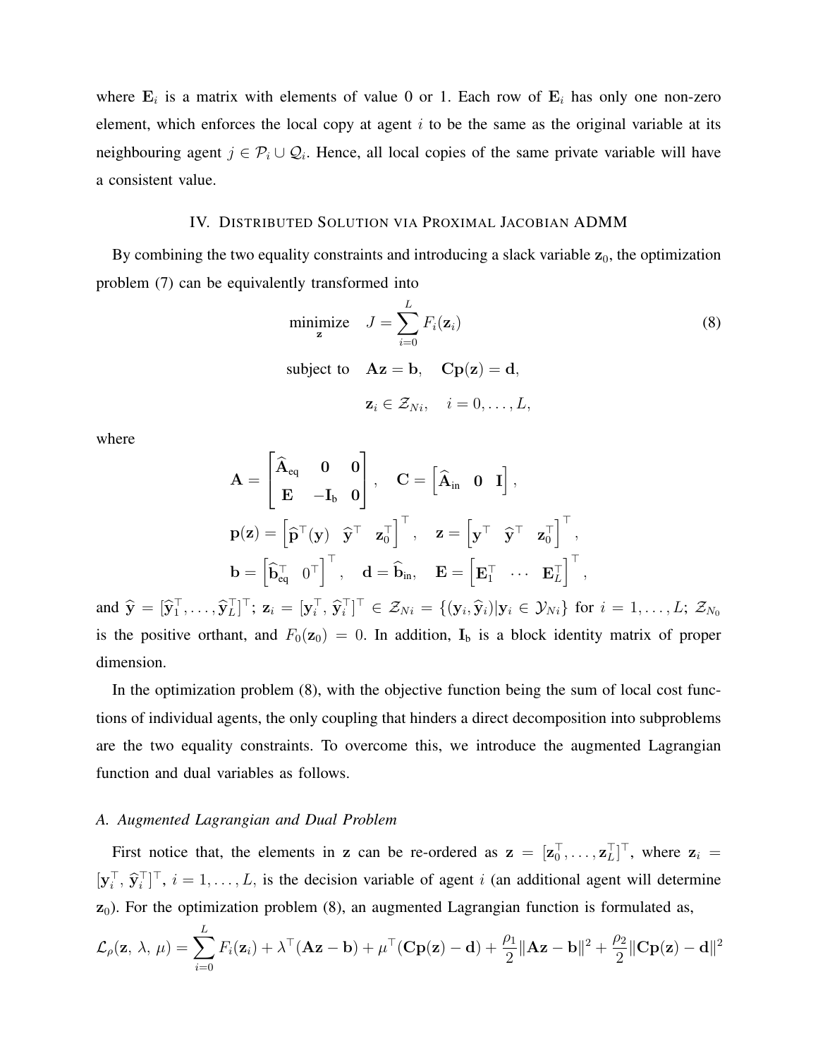where $\mathbf{E}_i$ is a matrix with elements of value 0 or 1. Each row of $\mathbf{E}_i$ has only one non-zero element, which enforces the local copy at agent $i$ to be the same as the original variable at its neighbouring agent $j \in \mathcal{P}_i \cup \mathcal{Q}_i$. Hence, all local copies of the same private variable will have a consistent value.

## IV. Distributed Solution via Proximal Jacobian ADMM

By combining the two equality constraints and introducing a slack variable $\mathbf{z}_0$, the optimization problem (7) can be equivalently transformed into

$$
\begin{aligned}
\underset{\mathbf{z}}{\text{minimize}} \quad & J = \sum_{i=0}^{L} F_i(\mathbf{z}_i) \\
\text{subject to} \quad & \mathbf{A}\mathbf{z} = \mathbf{b}, \quad \mathbf{C}\mathbf{p}(\mathbf{z}) = \mathbf{d}, \\
& \mathbf{z}_i \in \mathcal{Z}_{Ni}, \quad i = 0, \ldots, L,
\end{aligned}
\tag{8}
$$

where

$$
\mathbf{A} = \begin{bmatrix} \widehat{\mathbf{A}}_{\text{eq}} & \mathbf{0} & \mathbf{0} \\ \mathbf{E} & -\mathbf{I}_{\text{b}} & \mathbf{0} \end{bmatrix}, \quad \mathbf{C} = \begin{bmatrix} \widehat{\mathbf{A}}_{\text{in}} & \mathbf{0} & \mathbf{I} \end{bmatrix},
$$

$$
\mathbf{p}(\mathbf{z}) = \begin{bmatrix} \widehat{\mathbf{p}}^\top(\mathbf{y}) & \widehat{\mathbf{y}}^\top & \mathbf{z}_0^\top \end{bmatrix}^\top, \quad \mathbf{z} = \begin{bmatrix} \mathbf{y}^\top & \widehat{\mathbf{y}}^\top & \mathbf{z}_0^\top \end{bmatrix}^\top,
$$

$$
\mathbf{b} = \begin{bmatrix} \widehat{\mathbf{b}}_{\text{eq}}^\top & 0^\top \end{bmatrix}^\top, \quad \mathbf{d} = \widehat{\mathbf{b}}_{\text{in}}, \quad \mathbf{E} = \begin{bmatrix} \mathbf{E}_1^\top & \cdots & \mathbf{E}_L^\top \end{bmatrix}^\top,
$$

and $\widehat{\mathbf{y}} = [\widehat{\mathbf{y}}_1^\top, \ldots, \widehat{\mathbf{y}}_L^\top]^\top$; $\mathbf{z}_i = [\mathbf{y}_i^\top, \widehat{\mathbf{y}}_i^\top]^\top \in \mathcal{Z}_{Ni} = \{(\mathbf{y}_i, \widehat{\mathbf{y}}_i) | \mathbf{y}_i \in \mathcal{Y}_{Ni}\}$ for $i = 1, \ldots, L$; $\mathcal{Z}_{N_0}$ is the positive orthant, and $F_0(\mathbf{z}_0) = 0$. In addition, $\mathbf{I}_{\text{b}}$ is a block identity matrix of proper dimension.

In the optimization problem (8), with the objective function being the sum of local cost functions of individual agents, the only coupling that hinders a direct decomposition into subproblems are the two equality constraints. To overcome this, we introduce the augmented Lagrangian function and dual variables as follows.

### A. Augmented Lagrangian and Dual Problem

First notice that, the elements in $\mathbf{z}$ can be re-ordered as $\mathbf{z} = [\mathbf{z}_0^\top, \ldots, \mathbf{z}_L^\top]^\top$, where $\mathbf{z}_i = [\mathbf{y}_i^\top, \widehat{\mathbf{y}}_i^\top]^\top$, $i = 1, \ldots, L$, is the decision variable of agent $i$ (an additional agent will determine $\mathbf{z}_0$). For the optimization problem (8), an augmented Lagrangian function is formulated as,

$$
\mathcal{L}_\rho(\mathbf{z}, \lambda, \mu) = \sum_{i=0}^{L} F_i(\mathbf{z}_i) + \lambda^\top(\mathbf{A}\mathbf{z} - \mathbf{b}) + \mu^\top(\mathbf{C}\mathbf{p}(\mathbf{z}) - \mathbf{d}) + \frac{\rho_1}{2}\|\mathbf{A}\mathbf{z} - \mathbf{b}\|^2 + \frac{\rho_2}{2}\|\mathbf{C}\mathbf{p}(\mathbf{z}) - \mathbf{d}\|^2
$$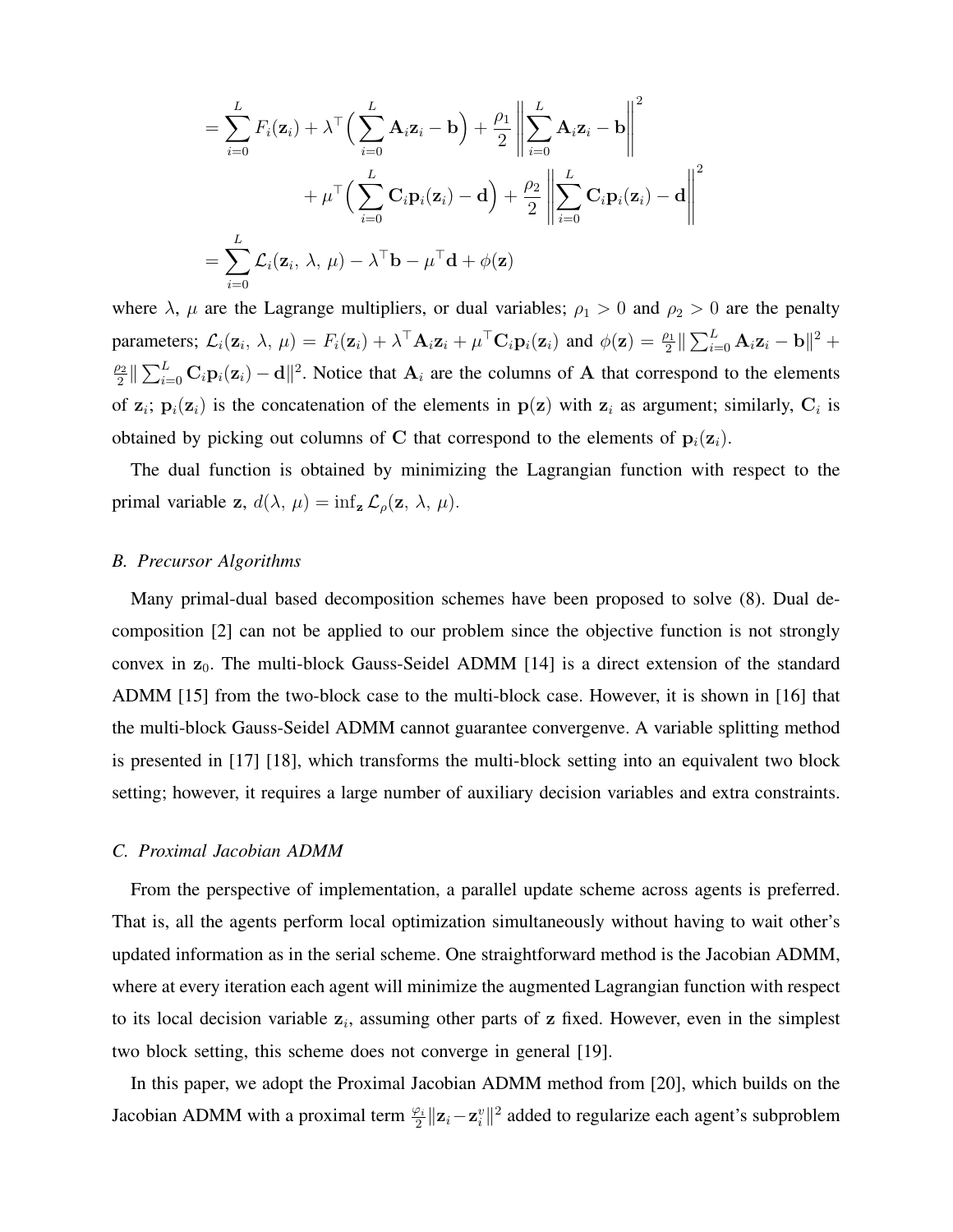$$
\begin{aligned}
&= \sum_{i=0}^{L} F_i(\mathbf{z}_i) + \lambda^\top \Big( \sum_{i=0}^{L} \mathbf{A}_i \mathbf{z}_i - \mathbf{b} \Big) + \frac{\rho_1}{2} \left\| \sum_{i=0}^{L} \mathbf{A}_i \mathbf{z}_i - \mathbf{b} \right\|^2 \\
&\qquad + \mu^\top \Big( \sum_{i=0}^{L} \mathbf{C}_i \mathbf{p}_i(\mathbf{z}_i) - \mathbf{d} \Big) + \frac{\rho_2}{2} \left\| \sum_{i=0}^{L} \mathbf{C}_i \mathbf{p}_i(\mathbf{z}_i) - \mathbf{d} \right\|^2 \\
&= \sum_{i=0}^{L} \mathcal{L}_i(\mathbf{z}_i,\, \lambda,\, \mu) - \lambda^\top \mathbf{b} - \mu^\top \mathbf{d} + \phi(\mathbf{z})
\end{aligned}
$$

where $\lambda$, $\mu$ are the Lagrange multipliers, or dual variables; $\rho_1 > 0$ and $\rho_2 > 0$ are the penalty parameters; $\mathcal{L}_i(\mathbf{z}_i,\, \lambda,\, \mu) = F_i(\mathbf{z}_i) + \lambda^\top \mathbf{A}_i \mathbf{z}_i + \mu^\top \mathbf{C}_i \mathbf{p}_i(\mathbf{z}_i)$ and $\phi(\mathbf{z}) = \frac{\rho_1}{2} \| \sum_{i=0}^{L} \mathbf{A}_i \mathbf{z}_i - \mathbf{b} \|^2 + \frac{\rho_2}{2} \| \sum_{i=0}^{L} \mathbf{C}_i \mathbf{p}_i(\mathbf{z}_i) - \mathbf{d} \|^2$. Notice that $\mathbf{A}_i$ are the columns of $\mathbf{A}$ that correspond to the elements of $\mathbf{z}_i$; $\mathbf{p}_i(\mathbf{z}_i)$ is the concatenation of the elements in $\mathbf{p}(\mathbf{z})$ with $\mathbf{z}_i$ as argument; similarly, $\mathbf{C}_i$ is obtained by picking out columns of $\mathbf{C}$ that correspond to the elements of $\mathbf{p}_i(\mathbf{z}_i)$.

The dual function is obtained by minimizing the Lagrangian function with respect to the primal variable $\mathbf{z}$, $d(\lambda,\, \mu) = \inf_{\mathbf{z}} \mathcal{L}_\rho(\mathbf{z},\, \lambda,\, \mu)$.

### *B. Precursor Algorithms*

Many primal-dual based decomposition schemes have been proposed to solve (8). Dual decomposition [2] can not be applied to our problem since the objective function is not strongly convex in $\mathbf{z}_0$. The multi-block Gauss-Seidel ADMM [14] is a direct extension of the standard ADMM [15] from the two-block case to the multi-block case. However, it is shown in [16] that the multi-block Gauss-Seidel ADMM cannot guarantee convergenve. A variable splitting method is presented in [17] [18], which transforms the multi-block setting into an equivalent two block setting; however, it requires a large number of auxiliary decision variables and extra constraints.

### *C. Proximal Jacobian ADMM*

From the perspective of implementation, a parallel update scheme across agents is preferred. That is, all the agents perform local optimization simultaneously without having to wait other's updated information as in the serial scheme. One straightforward method is the Jacobian ADMM, where at every iteration each agent will minimize the augmented Lagrangian function with respect to its local decision variable $\mathbf{z}_i$, assuming other parts of $\mathbf{z}$ fixed. However, even in the simplest two block setting, this scheme does not converge in general [19].

In this paper, we adopt the Proximal Jacobian ADMM method from [20], which builds on the Jacobian ADMM with a proximal term $\frac{\varphi_i}{2} \|\mathbf{z}_i - \mathbf{z}_i^v\|^2$ added to regularize each agent's subproblem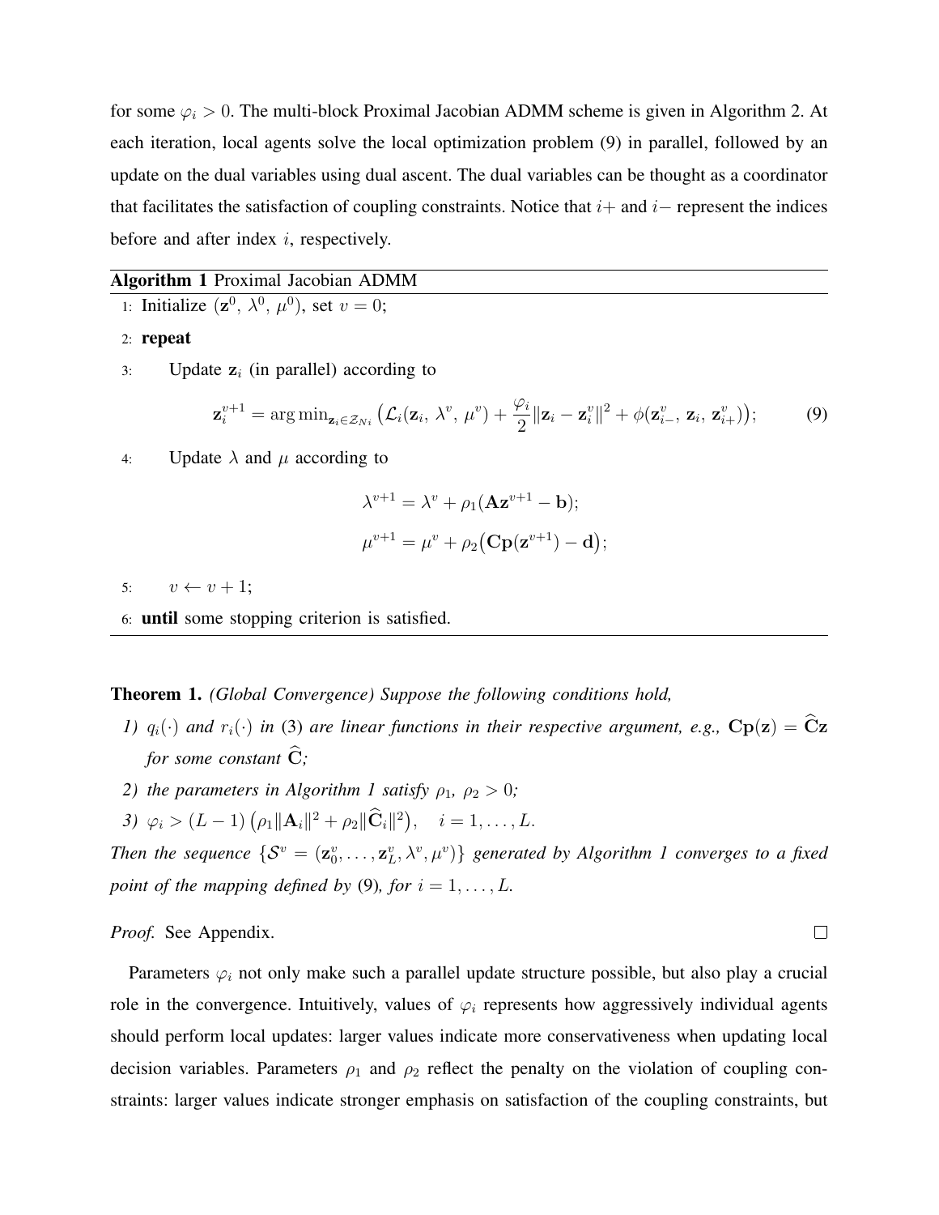for some $\varphi_i > 0$. The multi-block Proximal Jacobian ADMM scheme is given in Algorithm 2. At each iteration, local agents solve the local optimization problem (9) in parallel, followed by an update on the dual variables using dual ascent. The dual variables can be thought as a coordinator that facilitates the satisfaction of coupling constraints. Notice that $i+$ and $i-$ represent the indices before and after index $i$, respectively.

---

**Algorithm 1** Proximal Jacobian ADMM

---

1: Initialize $(\mathbf{z}^0,\ \lambda^0,\ \mu^0)$, set $v = 0$;

2: **repeat**

3: Update $\mathbf{z}_i$ (in parallel) according to

$$\mathbf{z}_i^{v+1} = \arg\min_{\mathbf{z}_i \in \mathcal{Z}_{N_i}} \big(\mathcal{L}_i(\mathbf{z}_i,\ \lambda^v,\ \mu^v) + \frac{\varphi_i}{2}\|\mathbf{z}_i - \mathbf{z}_i^v\|^2 + \phi(\mathbf{z}_{i-}^v,\ \mathbf{z}_i,\ \mathbf{z}_{i+}^v)\big); \tag{9}$$

4: Update $\lambda$ and $\mu$ according to

$$\lambda^{v+1} = \lambda^v + \rho_1(\mathbf{A}\mathbf{z}^{v+1} - \mathbf{b});$$

$$\mu^{v+1} = \mu^v + \rho_2\big(\mathbf{C}\mathbf{p}(\mathbf{z}^{v+1}) - \mathbf{d}\big);$$

5: $v \leftarrow v + 1$;

6: **until** some stopping criterion is satisfied.

---

**Theorem 1.** *(Global Convergence) Suppose the following conditions hold,*

1) *$q_i(\cdot)$ and $r_i(\cdot)$ in (3) are linear functions in their respective argument, e.g., $\mathbf{C}\mathbf{p}(\mathbf{z}) = \widehat{\mathbf{C}}\mathbf{z}$ for some constant $\widehat{\mathbf{C}}$;*
2) *the parameters in Algorithm 1 satisfy $\rho_1,\ \rho_2 > 0$;*
3) *$\varphi_i > (L-1)\left(\rho_1\|\mathbf{A}_i\|^2 + \rho_2\|\widehat{\mathbf{C}}_i\|^2\right), \quad i = 1, \ldots, L.$*

*Then the sequence $\{\mathcal{S}^v = (\mathbf{z}_0^v, \ldots, \mathbf{z}_L^v, \lambda^v, \mu^v)\}$ generated by Algorithm 1 converges to a fixed point of the mapping defined by (9), for $i = 1, \ldots, L$.*

*Proof.* See Appendix. □

Parameters $\varphi_i$ not only make such a parallel update structure possible, but also play a crucial role in the convergence. Intuitively, values of $\varphi_i$ represents how aggressively individual agents should perform local updates: larger values indicate more conservativeness when updating local decision variables. Parameters $\rho_1$ and $\rho_2$ reflect the penalty on the violation of coupling constraints: larger values indicate stronger emphasis on satisfaction of the coupling constraints, but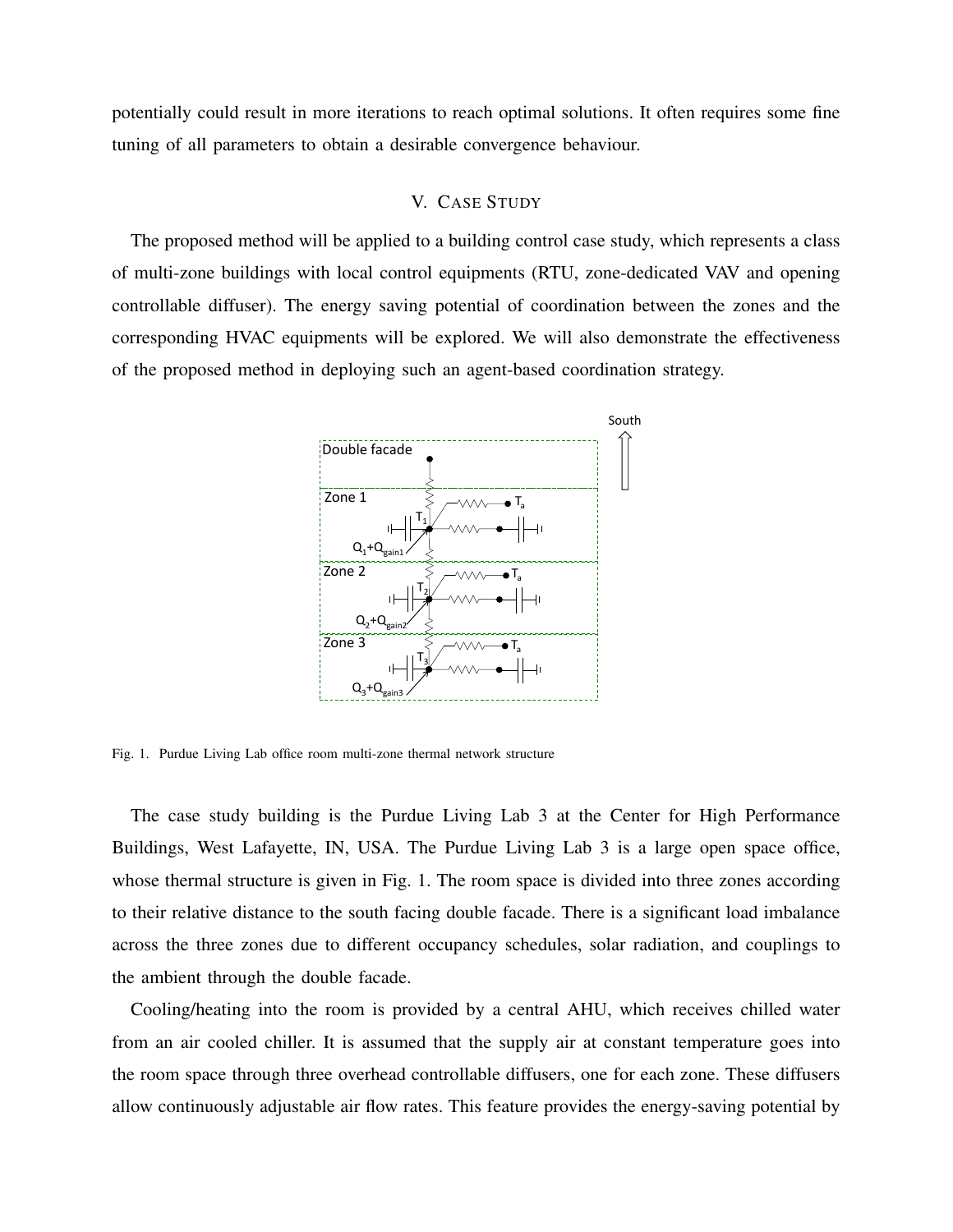potentially could result in more iterations to reach optimal solutions. It often requires some fine tuning of all parameters to obtain a desirable convergence behaviour.

## V. Case Study

The proposed method will be applied to a building control case study, which represents a class of multi-zone buildings with local control equipments (RTU, zone-dedicated VAV and opening controllable diffuser). The energy saving potential of coordination between the zones and the corresponding HVAC equipments will be explored. We will also demonstrate the effectiveness of the proposed method in deploying such an agent-based coordination strategy.

Fig. 1. Purdue Living Lab office room multi-zone thermal network structure

The case study building is the Purdue Living Lab 3 at the Center for High Performance Buildings, West Lafayette, IN, USA. The Purdue Living Lab 3 is a large open space office, whose thermal structure is given in Fig. 1. The room space is divided into three zones according to their relative distance to the south facing double facade. There is a significant load imbalance across the three zones due to different occupancy schedules, solar radiation, and couplings to the ambient through the double facade.

Cooling/heating into the room is provided by a central AHU, which receives chilled water from an air cooled chiller. It is assumed that the supply air at constant temperature goes into the room space through three overhead controllable diffusers, one for each zone. These diffusers allow continuously adjustable air flow rates. This feature provides the energy-saving potential by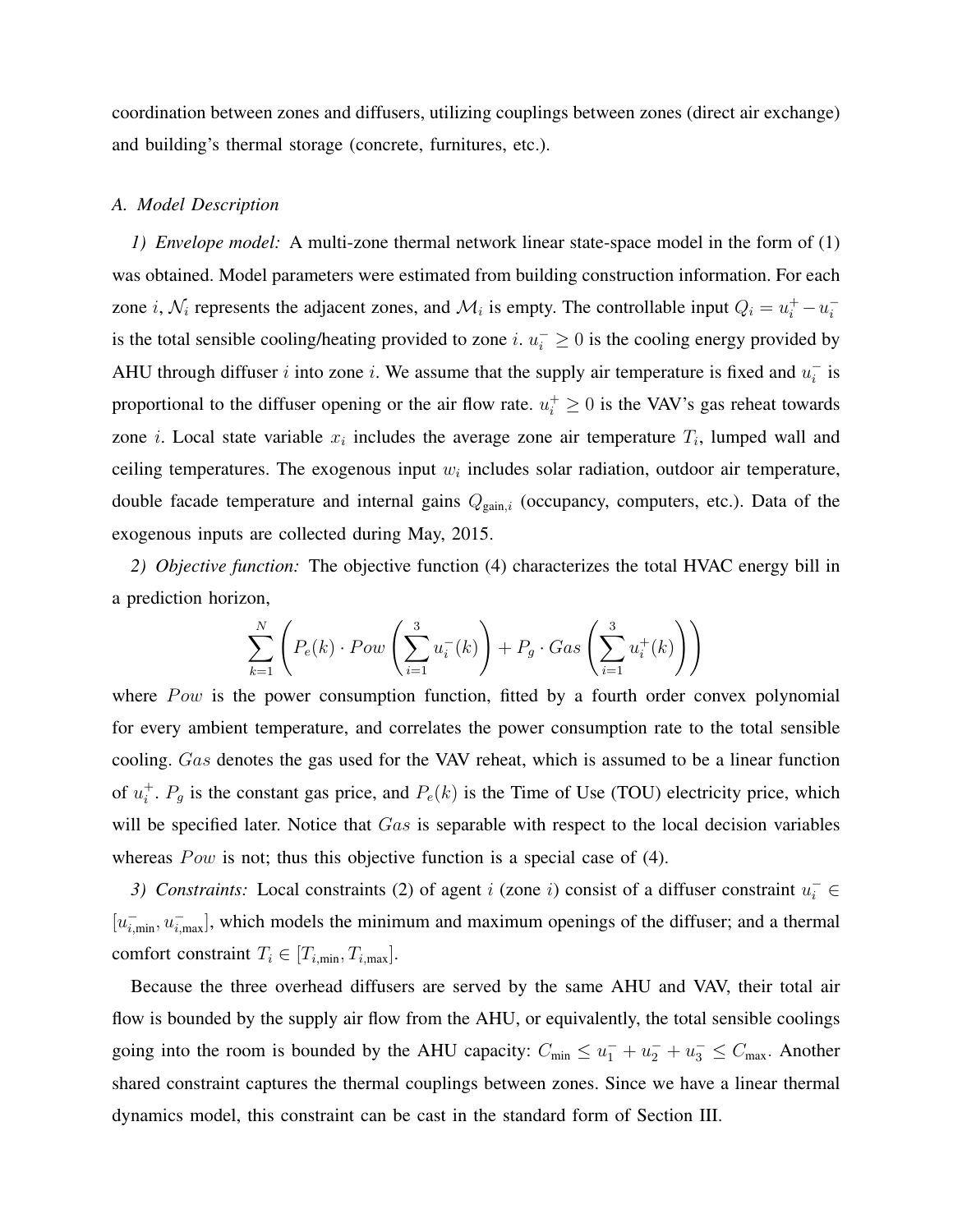coordination between zones and diffusers, utilizing couplings between zones (direct air exchange) and building's thermal storage (concrete, furnitures, etc.).

### *A. Model Description*

*1) Envelope model:* A multi-zone thermal network linear state-space model in the form of (1) was obtained. Model parameters were estimated from building construction information. For each zone $i$, $\mathcal{N}_i$ represents the adjacent zones, and $\mathcal{M}_i$ is empty. The controllable input $Q_i = u_i^+ - u_i^-$ is the total sensible cooling/heating provided to zone $i$. $u_i^- \geq 0$ is the cooling energy provided by AHU through diffuser $i$ into zone $i$. We assume that the supply air temperature is fixed and $u_i^-$ is proportional to the diffuser opening or the air flow rate. $u_i^+ \geq 0$ is the VAV's gas reheat towards zone $i$. Local state variable $x_i$ includes the average zone air temperature $T_i$, lumped wall and ceiling temperatures. The exogenous input $w_i$ includes solar radiation, outdoor air temperature, double facade temperature and internal gains $Q_{\text{gain},i}$ (occupancy, computers, etc.). Data of the exogenous inputs are collected during May, 2015.

*2) Objective function:* The objective function (4) characterizes the total HVAC energy bill in a prediction horizon,

$$\sum_{k=1}^{N} \left( P_e(k) \cdot Pow \left( \sum_{i=1}^{3} u_i^-(k) \right) + P_g \cdot Gas \left( \sum_{i=1}^{3} u_i^+(k) \right) \right)$$

where $Pow$ is the power consumption function, fitted by a fourth order convex polynomial for every ambient temperature, and correlates the power consumption rate to the total sensible cooling. $Gas$ denotes the gas used for the VAV reheat, which is assumed to be a linear function of $u_i^+$. $P_g$ is the constant gas price, and $P_e(k)$ is the Time of Use (TOU) electricity price, which will be specified later. Notice that $Gas$ is separable with respect to the local decision variables whereas $Pow$ is not; thus this objective function is a special case of (4).

*3) Constraints:* Local constraints (2) of agent $i$ (zone $i$) consist of a diffuser constraint $u_i^- \in [u_{i,\text{min}}^-, u_{i,\text{max}}^-]$, which models the minimum and maximum openings of the diffuser; and a thermal comfort constraint $T_i \in [T_{i,\text{min}}, T_{i,\text{max}}]$.

Because the three overhead diffusers are served by the same AHU and VAV, their total air flow is bounded by the supply air flow from the AHU, or equivalently, the total sensible coolings going into the room is bounded by the AHU capacity: $C_{\text{min}} \leq u_1^- + u_2^- + u_3^- \leq C_{\text{max}}$. Another shared constraint captures the thermal couplings between zones. Since we have a linear thermal dynamics model, this constraint can be cast in the standard form of Section III.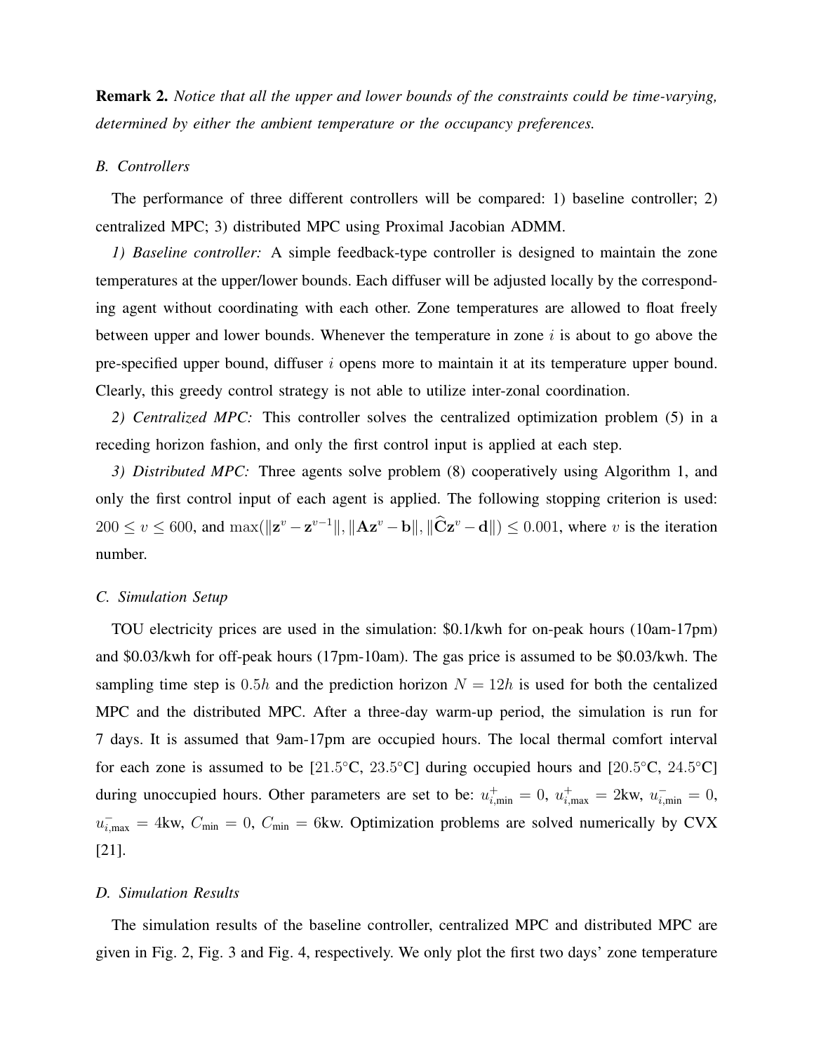**Remark 2.** *Notice that all the upper and lower bounds of the constraints could be time-varying, determined by either the ambient temperature or the occupancy preferences.*

### *B. Controllers*

The performance of three different controllers will be compared: 1) baseline controller; 2) centralized MPC; 3) distributed MPC using Proximal Jacobian ADMM.

*1) Baseline controller:* A simple feedback-type controller is designed to maintain the zone temperatures at the upper/lower bounds. Each diffuser will be adjusted locally by the corresponding agent without coordinating with each other. Zone temperatures are allowed to float freely between upper and lower bounds. Whenever the temperature in zone $i$ is about to go above the pre-specified upper bound, diffuser $i$ opens more to maintain it at its temperature upper bound. Clearly, this greedy control strategy is not able to utilize inter-zonal coordination.

*2) Centralized MPC:* This controller solves the centralized optimization problem (5) in a receding horizon fashion, and only the first control input is applied at each step.

*3) Distributed MPC:* Three agents solve problem (8) cooperatively using Algorithm 1, and only the first control input of each agent is applied. The following stopping criterion is used: $200 \leq v \leq 600$, and $\max(\|\mathbf{z}^v - \mathbf{z}^{v-1}\|, \|\mathbf{A}\mathbf{z}^v - \mathbf{b}\|, \|\widehat{\mathbf{C}}\mathbf{z}^v - \mathbf{d}\|) \leq 0.001$, where $v$ is the iteration number.

### *C. Simulation Setup*

TOU electricity prices are used in the simulation: \$0.1/kwh for on-peak hours (10am-17pm) and \$0.03/kwh for off-peak hours (17pm-10am). The gas price is assumed to be \$0.03/kwh. The sampling time step is $0.5h$ and the prediction horizon $N = 12h$ is used for both the centalized MPC and the distributed MPC. After a three-day warm-up period, the simulation is run for 7 days. It is assumed that 9am-17pm are occupied hours. The local thermal comfort interval for each zone is assumed to be [21.5°C, 23.5°C] during occupied hours and [20.5°C, 24.5°C] during unoccupied hours. Other parameters are set to be: $u^+_{i,\min} = 0$, $u^+_{i,\max} = 2$kw, $u^-_{i,\min} = 0$, $u^-_{i,\max} = 4$kw, $C_{\min} = 0$, $C_{\min} = 6$kw. Optimization problems are solved numerically by CVX [21].

### *D. Simulation Results*

The simulation results of the baseline controller, centralized MPC and distributed MPC are given in Fig. 2, Fig. 3 and Fig. 4, respectively. We only plot the first two days' zone temperature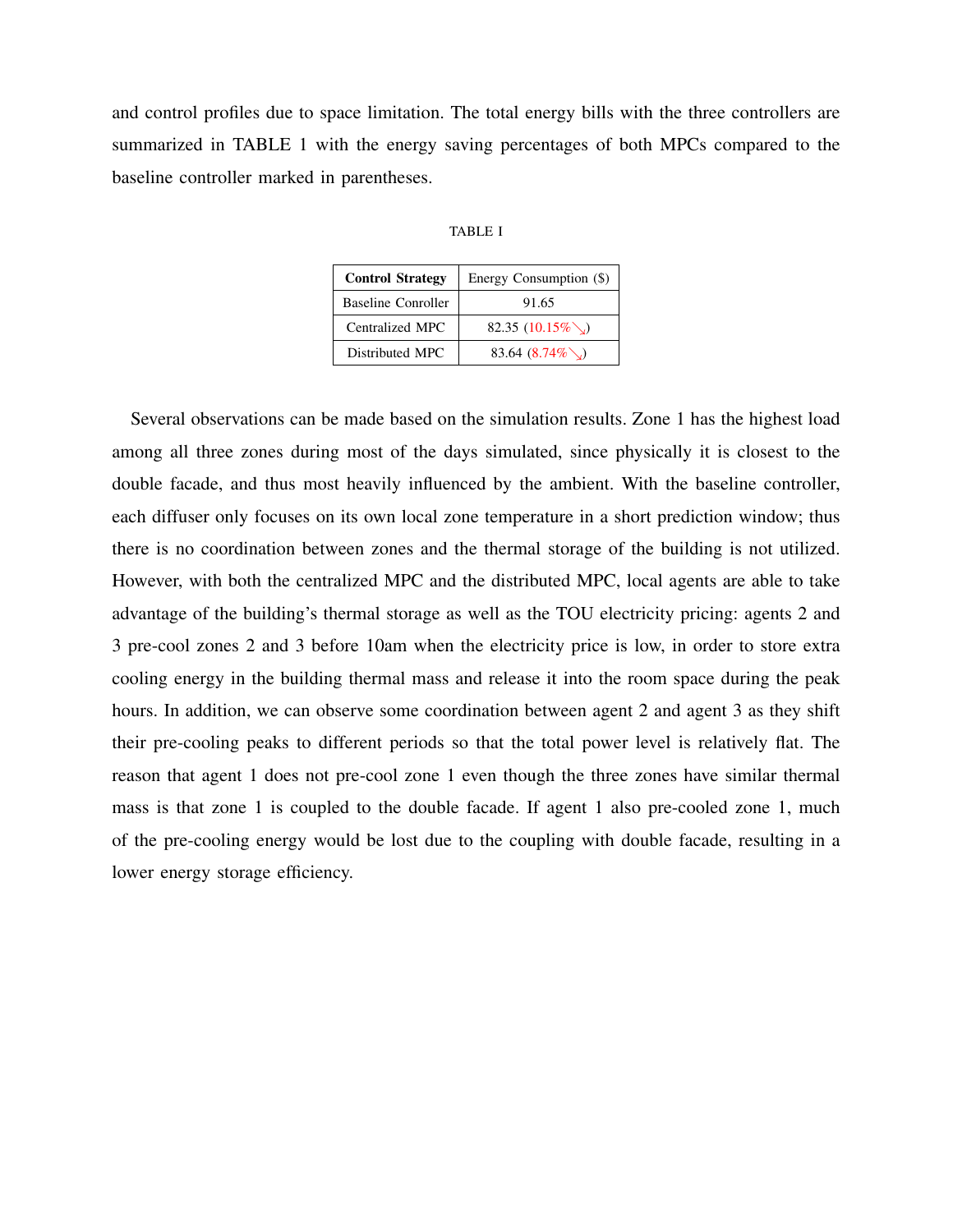and control profiles due to space limitation. The total energy bills with the three controllers are summarized in TABLE 1 with the energy saving percentages of both MPCs compared to the baseline controller marked in parentheses.

TABLE I

| **Control Strategy** | Energy Consumption ($) |
|---|---|
| Baseline Conroller | 91.65 |
| Centralized MPC | 82.35 (10.15%↘) |
| Distributed MPC | 83.64 (8.74%↘) |

Several observations can be made based on the simulation results. Zone 1 has the highest load among all three zones during most of the days simulated, since physically it is closest to the double facade, and thus most heavily influenced by the ambient. With the baseline controller, each diffuser only focuses on its own local zone temperature in a short prediction window; thus there is no coordination between zones and the thermal storage of the building is not utilized. However, with both the centralized MPC and the distributed MPC, local agents are able to take advantage of the building's thermal storage as well as the TOU electricity pricing: agents 2 and 3 pre-cool zones 2 and 3 before 10am when the electricity price is low, in order to store extra cooling energy in the building thermal mass and release it into the room space during the peak hours. In addition, we can observe some coordination between agent 2 and agent 3 as they shift their pre-cooling peaks to different periods so that the total power level is relatively flat. The reason that agent 1 does not pre-cool zone 1 even though the three zones have similar thermal mass is that zone 1 is coupled to the double facade. If agent 1 also pre-cooled zone 1, much of the pre-cooling energy would be lost due to the coupling with double facade, resulting in a lower energy storage efficiency.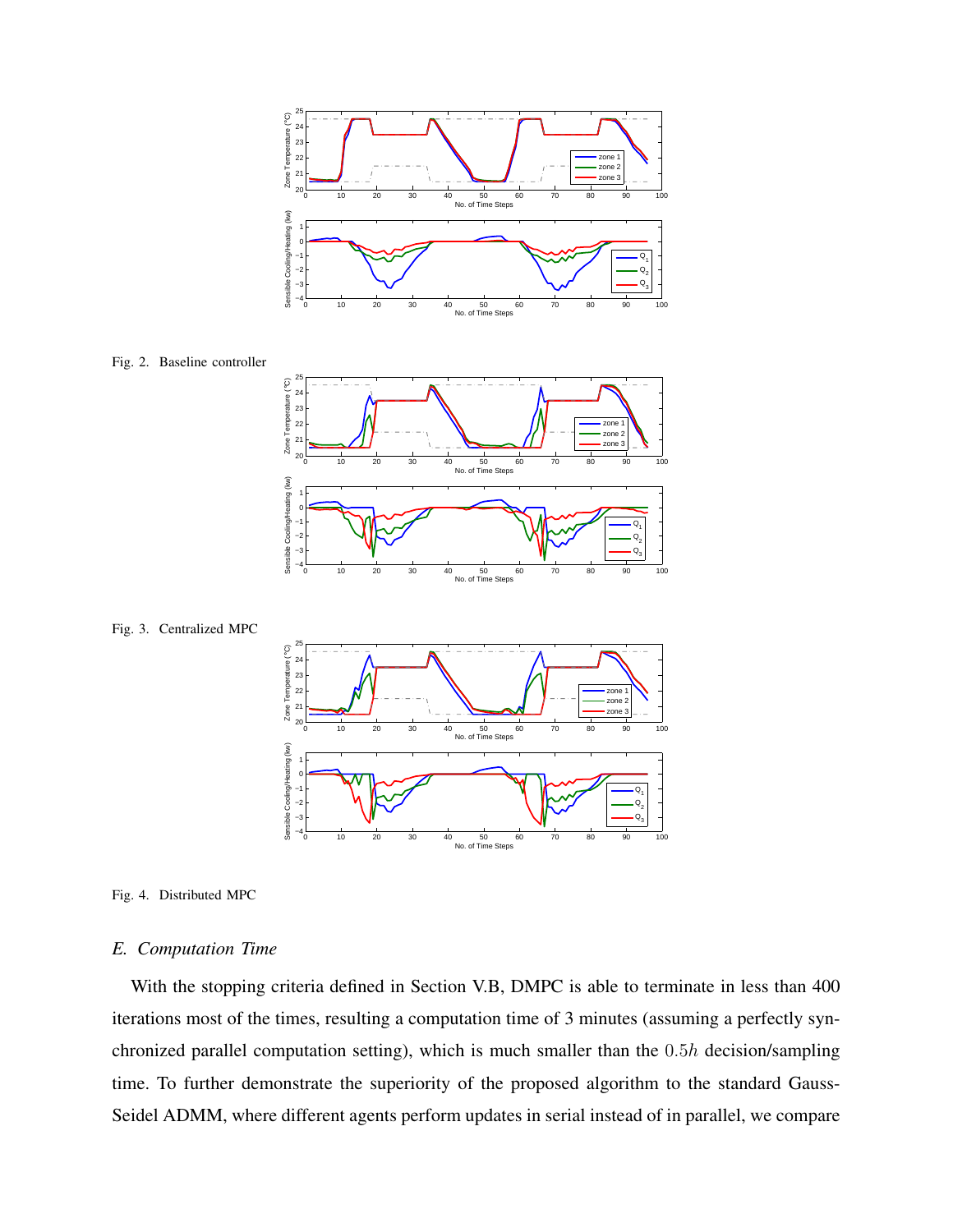Fig. 2. Baseline controller

Fig. 3. Centralized MPC

Fig. 4. Distributed MPC

### *E. Computation Time*

With the stopping criteria defined in Section V.B, DMPC is able to terminate in less than 400 iterations most of the times, resulting a computation time of 3 minutes (assuming a perfectly synchronized parallel computation setting), which is much smaller than the $0.5h$ decision/sampling time. To further demonstrate the superiority of the proposed algorithm to the standard Gauss-Seidel ADMM, where different agents perform updates in serial instead of in parallel, we compare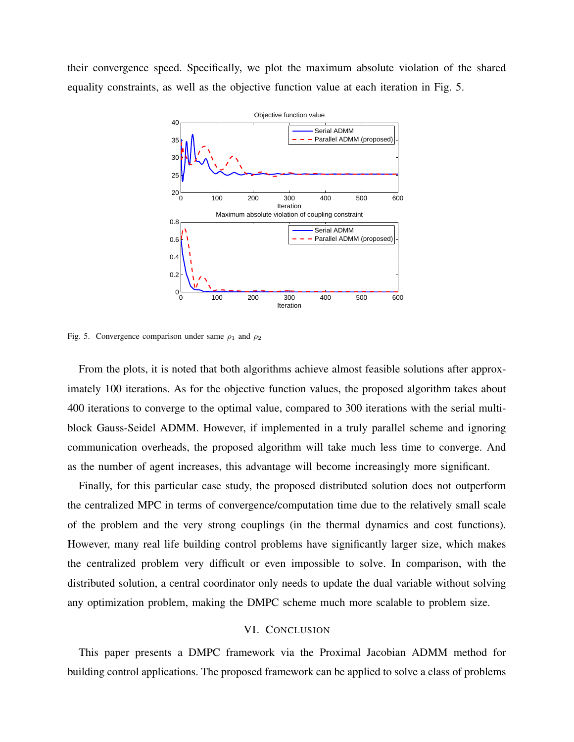their convergence speed. Specifically, we plot the maximum absolute violation of the shared equality constraints, as well as the objective function value at each iteration in Fig. 5.

Fig. 5. Convergence comparison under same $\rho_1$ and $\rho_2$

From the plots, it is noted that both algorithms achieve almost feasible solutions after approximately 100 iterations. As for the objective function values, the proposed algorithm takes about 400 iterations to converge to the optimal value, compared to 300 iterations with the serial multi-block Gauss-Seidel ADMM. However, if implemented in a truly parallel scheme and ignoring communication overheads, the proposed algorithm will take much less time to converge. And as the number of agent increases, this advantage will become increasingly more significant.

Finally, for this particular case study, the proposed distributed solution does not outperform the centralized MPC in terms of convergence/computation time due to the relatively small scale of the problem and the very strong couplings (in the thermal dynamics and cost functions). However, many real life building control problems have significantly larger size, which makes the centralized problem very difficult or even impossible to solve. In comparison, with the distributed solution, a central coordinator only needs to update the dual variable without solving any optimization problem, making the DMPC scheme much more scalable to problem size.

## VI. Conclusion

This paper presents a DMPC framework via the Proximal Jacobian ADMM method for building control applications. The proposed framework can be applied to solve a class of problems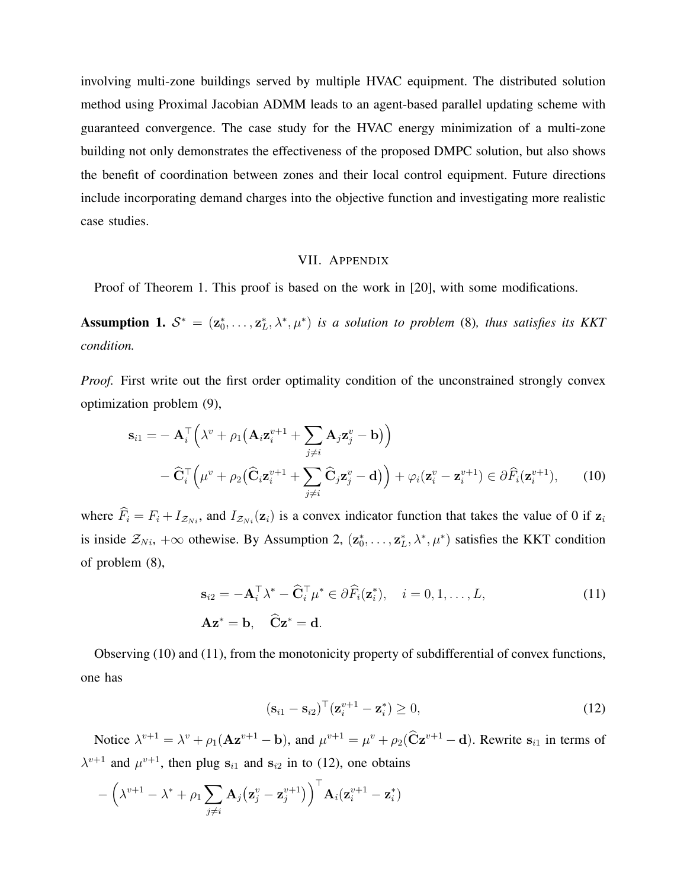involving multi-zone buildings served by multiple HVAC equipment. The distributed solution method using Proximal Jacobian ADMM leads to an agent-based parallel updating scheme with guaranteed convergence. The case study for the HVAC energy minimization of a multi-zone building not only demonstrates the effectiveness of the proposed DMPC solution, but also shows the benefit of coordination between zones and their local control equipment. Future directions include incorporating demand charges into the objective function and investigating more realistic case studies.

## VII. Appendix

Proof of Theorem 1. This proof is based on the work in [20], with some modifications.

**Assumption 1.** *$\mathcal{S}^* = (\mathbf{z}_0^*, \ldots, \mathbf{z}_L^*, \lambda^*, \mu^*)$ is a solution to problem* (8)*, thus satisfies its KKT condition.*

*Proof.* First write out the first order optimality condition of the unconstrained strongly convex optimization problem (9),

$$
\begin{aligned}
\mathbf{s}_{i1} = &- \mathbf{A}_i^\top \Big( \lambda^v + \rho_1 \big( \mathbf{A}_i \mathbf{z}_i^{v+1} + \sum_{j \neq i} \mathbf{A}_j \mathbf{z}_j^v - \mathbf{b} \big) \Big) \\
&- \widehat{\mathbf{C}}_i^\top \Big( \mu^v + \rho_2 \big( \widehat{\mathbf{C}}_i \mathbf{z}_i^{v+1} + \sum_{j \neq i} \widehat{\mathbf{C}}_j \mathbf{z}_j^v - \mathbf{d} \big) \Big) + \varphi_i (\mathbf{z}_i^v - \mathbf{z}_i^{v+1}) \in \partial \widehat{F}_i(\mathbf{z}_i^{v+1}), \qquad (10)
\end{aligned}
$$

where $\widehat{F}_i = F_i + I_{\mathcal{Z}_{Ni}}$, and $I_{\mathcal{Z}_{Ni}}(\mathbf{z}_i)$ is a convex indicator function that takes the value of 0 if $\mathbf{z}_i$ is inside $\mathcal{Z}_{Ni}$, $+\infty$ othewise. By Assumption 2, $(\mathbf{z}_0^*, \ldots, \mathbf{z}_L^*, \lambda^*, \mu^*)$ satisfies the KKT condition of problem (8),

$$
\begin{aligned}
&\mathbf{s}_{i2} = -\mathbf{A}_i^\top \lambda^* - \widehat{\mathbf{C}}_i^\top \mu^* \in \partial \widehat{F}_i(\mathbf{z}_i^*), \quad i = 0, 1, \ldots, L, \qquad (11) \\
&\mathbf{A}\mathbf{z}^* = \mathbf{b}, \quad \widehat{\mathbf{C}}\mathbf{z}^* = \mathbf{d}.
\end{aligned}
$$

Observing (10) and (11), from the monotonicity property of subdifferential of convex functions, one has

$$
(\mathbf{s}_{i1} - \mathbf{s}_{i2})^\top (\mathbf{z}_i^{v+1} - \mathbf{z}_i^*) \geq 0, \qquad (12)
$$

Notice $\lambda^{v+1} = \lambda^v + \rho_1(\mathbf{A}\mathbf{z}^{v+1} - \mathbf{b})$, and $\mu^{v+1} = \mu^v + \rho_2(\widehat{\mathbf{C}}\mathbf{z}^{v+1} - \mathbf{d})$. Rewrite $\mathbf{s}_{i1}$ in terms of $\lambda^{v+1}$ and $\mu^{v+1}$, then plug $\mathbf{s}_{i1}$ and $\mathbf{s}_{i2}$ in to (12), one obtains

$$
- \Big( \lambda^{v+1} - \lambda^* + \rho_1 \sum_{j \neq i} \mathbf{A}_j \big( \mathbf{z}_j^v - \mathbf{z}_j^{v+1} \big) \Big)^\top \mathbf{A}_i (\mathbf{z}_i^{v+1} - \mathbf{z}_i^*)
$$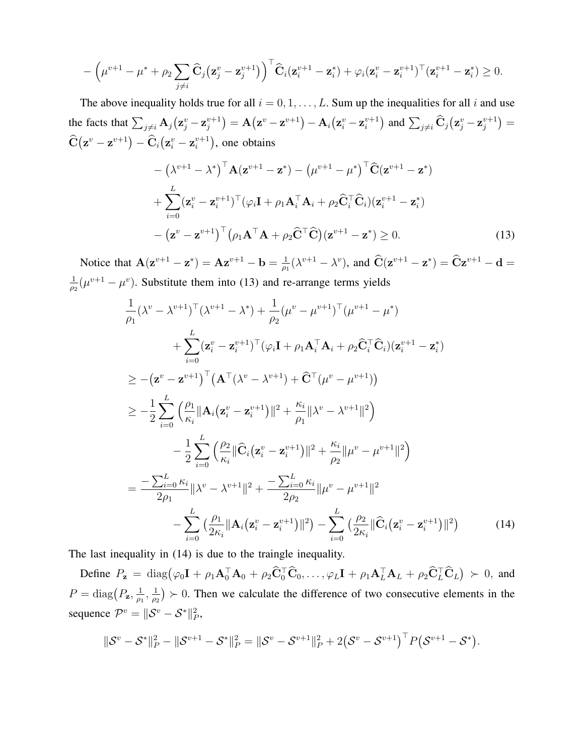$$
-\Big(\mu^{v+1}-\mu^{*}+\rho_2\sum_{j\neq i}\widehat{\mathbf{C}}_j\big(\mathbf{z}_j^{v}-\mathbf{z}_j^{v+1}\big)\Big)^{\top}\widehat{\mathbf{C}}_i(\mathbf{z}_i^{v+1}-\mathbf{z}_i^{*})+\varphi_i(\mathbf{z}_i^{v}-\mathbf{z}_i^{v+1})^{\top}(\mathbf{z}_i^{v+1}-\mathbf{z}_i^{*})\geq 0.
$$

The above inequality holds true for all $i=0,1,\ldots,L$. Sum up the inequalities for all $i$ and use the facts that $\sum_{j\neq i}\mathbf{A}_j\big(\mathbf{z}_j^{v}-\mathbf{z}_j^{v+1}\big)=\mathbf{A}\big(\mathbf{z}^{v}-\mathbf{z}^{v+1}\big)-\mathbf{A}_i\big(\mathbf{z}_i^{v}-\mathbf{z}_i^{v+1}\big)$ and $\sum_{j\neq i}\widehat{\mathbf{C}}_j\big(\mathbf{z}_j^{v}-\mathbf{z}_j^{v+1}\big)=\widehat{\mathbf{C}}\big(\mathbf{z}^{v}-\mathbf{z}^{v+1}\big)-\widehat{\mathbf{C}}_i\big(\mathbf{z}_i^{v}-\mathbf{z}_i^{v+1}\big)$, one obtains

$$
\begin{aligned}
&-\big(\lambda^{v+1}-\lambda^{*}\big)^{\top}\mathbf{A}(\mathbf{z}^{v+1}-\mathbf{z}^{*})-\big(\mu^{v+1}-\mu^{*}\big)^{\top}\widehat{\mathbf{C}}(\mathbf{z}^{v+1}-\mathbf{z}^{*})\\
&+\sum_{i=0}^{L}(\mathbf{z}_i^{v}-\mathbf{z}_i^{v+1})^{\top}(\varphi_i\mathbf{I}+\rho_1\mathbf{A}_i^{\top}\mathbf{A}_i+\rho_2\widehat{\mathbf{C}}_i^{\top}\widehat{\mathbf{C}}_i)(\mathbf{z}_i^{v+1}-\mathbf{z}_i^{*})\\
&-\big(\mathbf{z}^{v}-\mathbf{z}^{v+1}\big)^{\top}\big(\rho_1\mathbf{A}^{\top}\mathbf{A}+\rho_2\widehat{\mathbf{C}}^{\top}\widehat{\mathbf{C}}\big)(\mathbf{z}^{v+1}-\mathbf{z}^{*})\geq 0. \qquad (13)
\end{aligned}
$$

Notice that $\mathbf{A}(\mathbf{z}^{v+1}-\mathbf{z}^{*})=\mathbf{A}\mathbf{z}^{v+1}-\mathbf{b}=\frac{1}{\rho_1}(\lambda^{v+1}-\lambda^{v})$, and $\widehat{\mathbf{C}}(\mathbf{z}^{v+1}-\mathbf{z}^{*})=\widehat{\mathbf{C}}\mathbf{z}^{v+1}-\mathbf{d}=\frac{1}{\rho_2}(\mu^{v+1}-\mu^{v})$. Substitute them into (13) and re-arrange terms yields

$$
\begin{aligned}
&\frac{1}{\rho_1}(\lambda^{v}-\lambda^{v+1})^{\top}(\lambda^{v+1}-\lambda^{*})+\frac{1}{\rho_2}(\mu^{v}-\mu^{v+1})^{\top}(\mu^{v+1}-\mu^{*})\\
&\qquad+\sum_{i=0}^{L}(\mathbf{z}_i^{v}-\mathbf{z}_i^{v+1})^{\top}(\varphi_i\mathbf{I}+\rho_1\mathbf{A}_i^{\top}\mathbf{A}_i+\rho_2\widehat{\mathbf{C}}_i^{\top}\widehat{\mathbf{C}}_i)(\mathbf{z}_i^{v+1}-\mathbf{z}_i^{*})\\
&\geq-\big(\mathbf{z}^{v}-\mathbf{z}^{v+1}\big)^{\top}\big(\mathbf{A}^{\top}(\lambda^{v}-\lambda^{v+1})+\widehat{\mathbf{C}}^{\top}(\mu^{v}-\mu^{v+1})\big)\\
&\geq-\frac{1}{2}\sum_{i=0}^{L}\Big(\frac{\rho_1}{\kappa_i}\|\mathbf{A}_i\big(\mathbf{z}_i^{v}-\mathbf{z}_i^{v+1}\big)\|^2+\frac{\kappa_i}{\rho_1}\|\lambda^{v}-\lambda^{v+1}\|^2\Big)\\
&\qquad-\frac{1}{2}\sum_{i=0}^{L}\Big(\frac{\rho_2}{\kappa_i}\|\widehat{\mathbf{C}}_i\big(\mathbf{z}_i^{v}-\mathbf{z}_i^{v+1}\big)\|^2+\frac{\kappa_i}{\rho_2}\|\mu^{v}-\mu^{v+1}\|^2\Big)\\
&=\frac{-\sum_{i=0}^{L}\kappa_i}{2\rho_1}\|\lambda^{v}-\lambda^{v+1}\|^2+\frac{-\sum_{i=0}^{L}\kappa_i}{2\rho_2}\|\mu^{v}-\mu^{v+1}\|^2\\
&\qquad-\sum_{i=0}^{L}\big(\frac{\rho_1}{2\kappa_i}\|\mathbf{A}_i\big(\mathbf{z}_i^{v}-\mathbf{z}_i^{v+1}\big)\|^2\big)-\sum_{i=0}^{L}\big(\frac{\rho_2}{2\kappa_i}\|\widehat{\mathbf{C}}_i\big(\mathbf{z}_i^{v}-\mathbf{z}_i^{v+1}\big)\|^2\big) \qquad (14)
\end{aligned}
$$

The last inequality in (14) is due to the traingle inequality.

Define $P_{\mathbf{z}}=\operatorname{diag}\big(\varphi_0\mathbf{I}+\rho_1\mathbf{A}_0^{\top}\mathbf{A}_0+\rho_2\widehat{\mathbf{C}}_0^{\top}\widehat{\mathbf{C}}_0,\ldots,\varphi_L\mathbf{I}+\rho_1\mathbf{A}_L^{\top}\mathbf{A}_L+\rho_2\widehat{\mathbf{C}}_L^{\top}\widehat{\mathbf{C}}_L\big)\succ 0$, and $P=\operatorname{diag}\big(P_{\mathbf{z}},\frac{1}{\rho_1},\frac{1}{\rho_2}\big)\succ 0$. Then we calculate the difference of two consecutive elements in the sequence $\mathcal{P}^{v}=\|\mathcal{S}^{v}-\mathcal{S}^{*}\|_P^2$,

$$
\|\mathcal{S}^{v}-\mathcal{S}^{*}\|_P^2-\|\mathcal{S}^{v+1}-\mathcal{S}^{*}\|_P^2=\|\mathcal{S}^{v}-\mathcal{S}^{v+1}\|_P^2+2\big(\mathcal{S}^{v}-\mathcal{S}^{v+1}\big)^{\top}P\big(\mathcal{S}^{v+1}-\mathcal{S}^{*}\big).
$$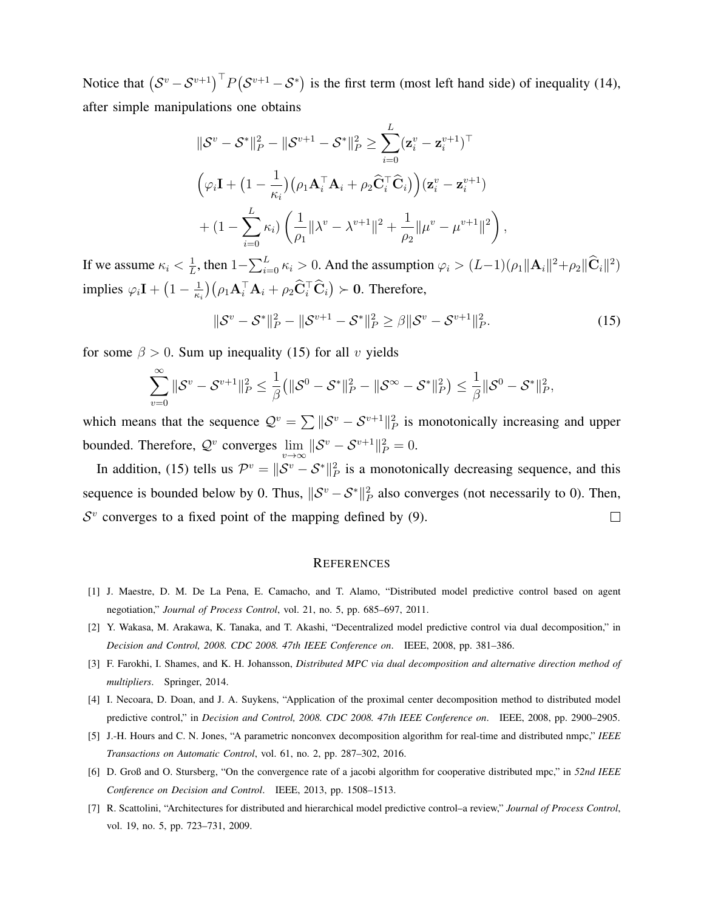Notice that $\big(\mathcal{S}^v - \mathcal{S}^{v+1}\big)^\top P\big(\mathcal{S}^{v+1} - \mathcal{S}^*\big)$ is the first term (most left hand side) of inequality (14), after simple manipulations one obtains

$$
\begin{aligned}
&\|\mathcal{S}^v - \mathcal{S}^*\|_P^2 - \|\mathcal{S}^{v+1} - \mathcal{S}^*\|_P^2 \geq \sum_{i=0}^{L} (\mathbf{z}_i^v - \mathbf{z}_i^{v+1})^\top \\
&\Big(\varphi_i \mathbf{I} + \big(1 - \frac{1}{\kappa_i}\big)\big(\rho_1 \mathbf{A}_i^\top \mathbf{A}_i + \rho_2 \widehat{\mathbf{C}}_i^\top \widehat{\mathbf{C}}_i\big)\Big)(\mathbf{z}_i^v - \mathbf{z}_i^{v+1}) \\
&+ (1 - \sum_{i=0}^{L} \kappa_i) \left( \frac{1}{\rho_1} \|\lambda^v - \lambda^{v+1}\|^2 + \frac{1}{\rho_2} \|\mu^v - \mu^{v+1}\|^2 \right),
\end{aligned}
$$

If we assume $\kappa_i < \frac{1}{L}$, then $1 - \sum_{i=0}^{L} \kappa_i > 0$. And the assumption $\varphi_i > (L-1)(\rho_1 \|\mathbf{A}_i\|^2 + \rho_2 \|\widehat{\mathbf{C}}_i\|^2)$ implies $\varphi_i \mathbf{I} + \big(1 - \frac{1}{\kappa_i}\big)\big(\rho_1 \mathbf{A}_i^\top \mathbf{A}_i + \rho_2 \widehat{\mathbf{C}}_i^\top \widehat{\mathbf{C}}_i\big) \succ \mathbf{0}$. Therefore,

$$
\|\mathcal{S}^v - \mathcal{S}^*\|_P^2 - \|\mathcal{S}^{v+1} - \mathcal{S}^*\|_P^2 \geq \beta \|\mathcal{S}^v - \mathcal{S}^{v+1}\|_P^2. \tag{15}
$$

for some $\beta > 0$. Sum up inequality (15) for all $v$ yields

$$
\sum_{v=0}^{\infty} \|\mathcal{S}^v - \mathcal{S}^{v+1}\|_P^2 \leq \frac{1}{\beta}\big(\|\mathcal{S}^0 - \mathcal{S}^*\|_P^2 - \|\mathcal{S}^\infty - \mathcal{S}^*\|_P^2\big) \leq \frac{1}{\beta} \|\mathcal{S}^0 - \mathcal{S}^*\|_P^2,
$$

which means that the sequence $\mathcal{Q}^v = \sum \|\mathcal{S}^v - \mathcal{S}^{v+1}\|_P^2$ is monotonically increasing and upper bounded. Therefore, $\mathcal{Q}^v$ converges $\lim_{v \to \infty} \|\mathcal{S}^v - \mathcal{S}^{v+1}\|_P^2 = 0$.

In addition, (15) tells us $\mathcal{P}^v = \|\mathcal{S}^v - \mathcal{S}^*\|_P^2$ is a monotonically decreasing sequence, and this sequence is bounded below by 0. Thus, $\|\mathcal{S}^v - \mathcal{S}^*\|_P^2$ also converges (not necessarily to 0). Then, $\mathcal{S}^v$ converges to a fixed point of the mapping defined by (9). □

## References

[1] J. Maestre, D. M. De La Pena, E. Camacho, and T. Alamo, "Distributed model predictive control based on agent negotiation," *Journal of Process Control*, vol. 21, no. 5, pp. 685–697, 2011.

[2] Y. Wakasa, M. Arakawa, K. Tanaka, and T. Akashi, "Decentralized model predictive control via dual decomposition," in *Decision and Control, 2008. CDC 2008. 47th IEEE Conference on*. IEEE, 2008, pp. 381–386.

[3] F. Farokhi, I. Shames, and K. H. Johansson, *Distributed MPC via dual decomposition and alternative direction method of multipliers*. Springer, 2014.

[4] I. Necoara, D. Doan, and J. A. Suykens, "Application of the proximal center decomposition method to distributed model predictive control," in *Decision and Control, 2008. CDC 2008. 47th IEEE Conference on*. IEEE, 2008, pp. 2900–2905.

[5] J.-H. Hours and C. N. Jones, "A parametric nonconvex decomposition algorithm for real-time and distributed nmpc," *IEEE Transactions on Automatic Control*, vol. 61, no. 2, pp. 287–302, 2016.

[6] D. Groß and O. Stursberg, "On the convergence rate of a jacobi algorithm for cooperative distributed mpc," in *52nd IEEE Conference on Decision and Control*. IEEE, 2013, pp. 1508–1513.

[7] R. Scattolini, "Architectures for distributed and hierarchical model predictive control–a review," *Journal of Process Control*, vol. 19, no. 5, pp. 723–731, 2009.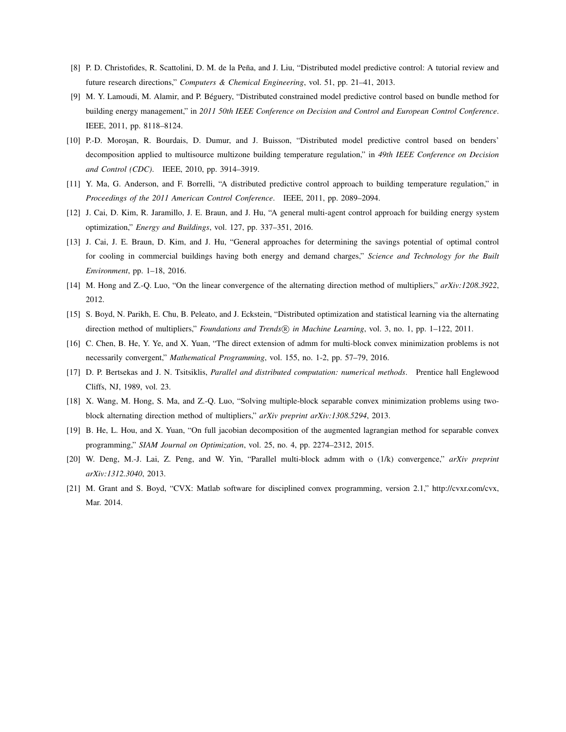[8] P. D. Christofides, R. Scattolini, D. M. de la Peña, and J. Liu, "Distributed model predictive control: A tutorial review and future research directions," *Computers & Chemical Engineering*, vol. 51, pp. 21–41, 2013.

[9] M. Y. Lamoudi, M. Alamir, and P. Béguery, "Distributed constrained model predictive control based on bundle method for building energy management," in *2011 50th IEEE Conference on Decision and Control and European Control Conference*. IEEE, 2011, pp. 8118–8124.

[10] P.-D. Moroşan, R. Bourdais, D. Dumur, and J. Buisson, "Distributed model predictive control based on benders' decomposition applied to multisource multizone building temperature regulation," in *49th IEEE Conference on Decision and Control (CDC)*. IEEE, 2010, pp. 3914–3919.

[11] Y. Ma, G. Anderson, and F. Borrelli, "A distributed predictive control approach to building temperature regulation," in *Proceedings of the 2011 American Control Conference*. IEEE, 2011, pp. 2089–2094.

[12] J. Cai, D. Kim, R. Jaramillo, J. E. Braun, and J. Hu, "A general multi-agent control approach for building energy system optimization," *Energy and Buildings*, vol. 127, pp. 337–351, 2016.

[13] J. Cai, J. E. Braun, D. Kim, and J. Hu, "General approaches for determining the savings potential of optimal control for cooling in commercial buildings having both energy and demand charges," *Science and Technology for the Built Environment*, pp. 1–18, 2016.

[14] M. Hong and Z.-Q. Luo, "On the linear convergence of the alternating direction method of multipliers," *arXiv:1208.3922*, 2012.

[15] S. Boyd, N. Parikh, E. Chu, B. Peleato, and J. Eckstein, "Distributed optimization and statistical learning via the alternating direction method of multipliers," *Foundations and Trends® in Machine Learning*, vol. 3, no. 1, pp. 1–122, 2011.

[16] C. Chen, B. He, Y. Ye, and X. Yuan, "The direct extension of admm for multi-block convex minimization problems is not necessarily convergent," *Mathematical Programming*, vol. 155, no. 1-2, pp. 57–79, 2016.

[17] D. P. Bertsekas and J. N. Tsitsiklis, *Parallel and distributed computation: numerical methods*. Prentice hall Englewood Cliffs, NJ, 1989, vol. 23.

[18] X. Wang, M. Hong, S. Ma, and Z.-Q. Luo, "Solving multiple-block separable convex minimization problems using two-block alternating direction method of multipliers," *arXiv preprint arXiv:1308.5294*, 2013.

[19] B. He, L. Hou, and X. Yuan, "On full jacobian decomposition of the augmented lagrangian method for separable convex programming," *SIAM Journal on Optimization*, vol. 25, no. 4, pp. 2274–2312, 2015.

[20] W. Deng, M.-J. Lai, Z. Peng, and W. Yin, "Parallel multi-block admm with o (1/k) convergence," *arXiv preprint arXiv:1312.3040*, 2013.

[21] M. Grant and S. Boyd, "CVX: Matlab software for disciplined convex programming, version 2.1," http://cvxr.com/cvx, Mar. 2014.